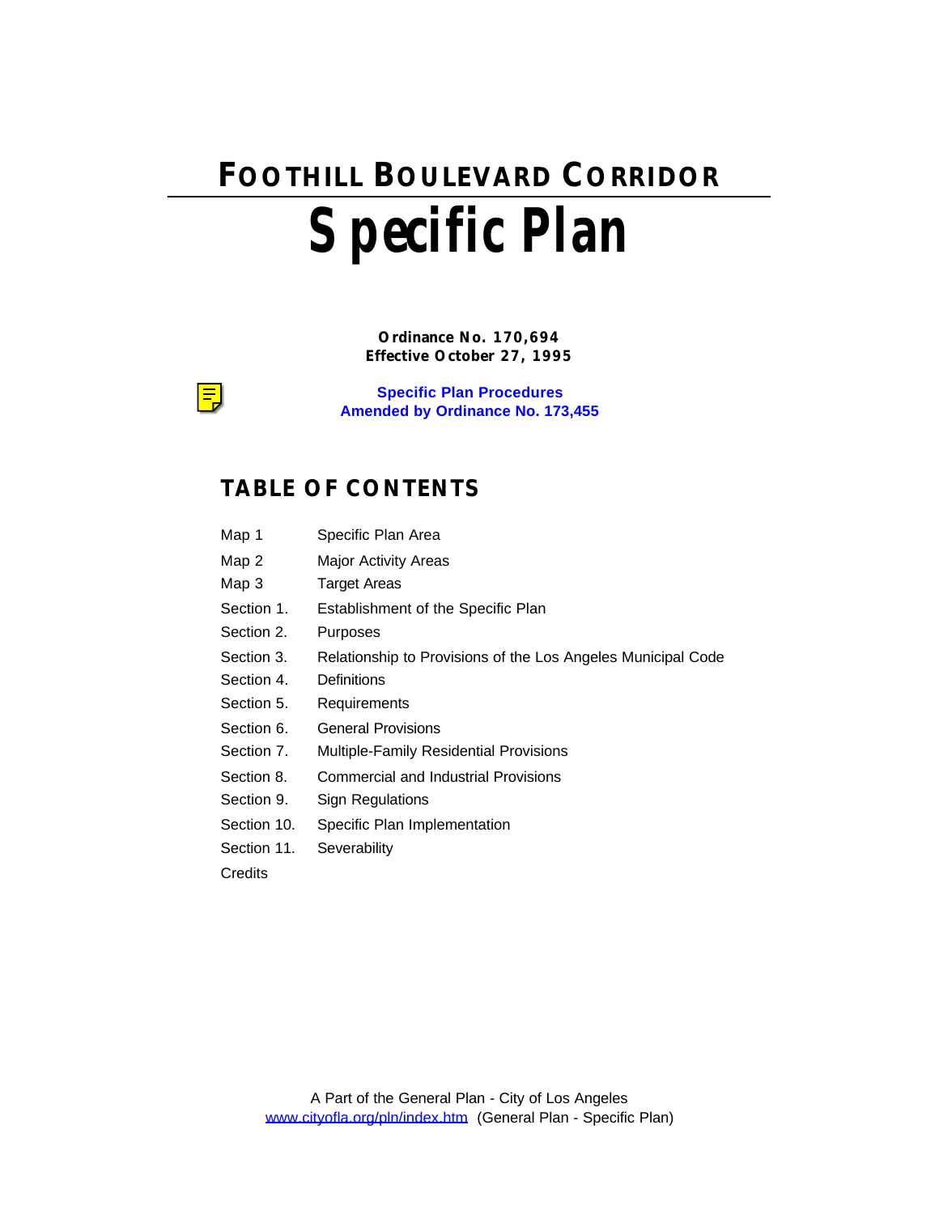# FOOTHILL BOULEVARD CORRIDOR

# Specific Plan

**Ordinance No. 170,694**
**Effective October 27, 1995**

**Specific Plan Procedures**
**Amended by Ordinance No. 173,455**

## TABLE OF CONTENTS

| | |
|---|---|
| Map 1 | Specific Plan Area |
| Map 2 | Major Activity Areas |
| Map 3 | Target Areas |
| Section 1. | Establishment of the Specific Plan |
| Section 2. | Purposes |
| Section 3. | Relationship to Provisions of the Los Angeles Municipal Code |
| Section 4. | Definitions |
| Section 5. | Requirements |
| Section 6. | General Provisions |
| Section 7. | Multiple-Family Residential Provisions |
| Section 8. | Commercial and Industrial Provisions |
| Section 9. | Sign Regulations |
| Section 10. | Specific Plan Implementation |
| Section 11. | Severability |
| Credits | |

A Part of the General Plan - City of Los Angeles
www.cityofla.org/pln/index.htm (General Plan - Specific Plan)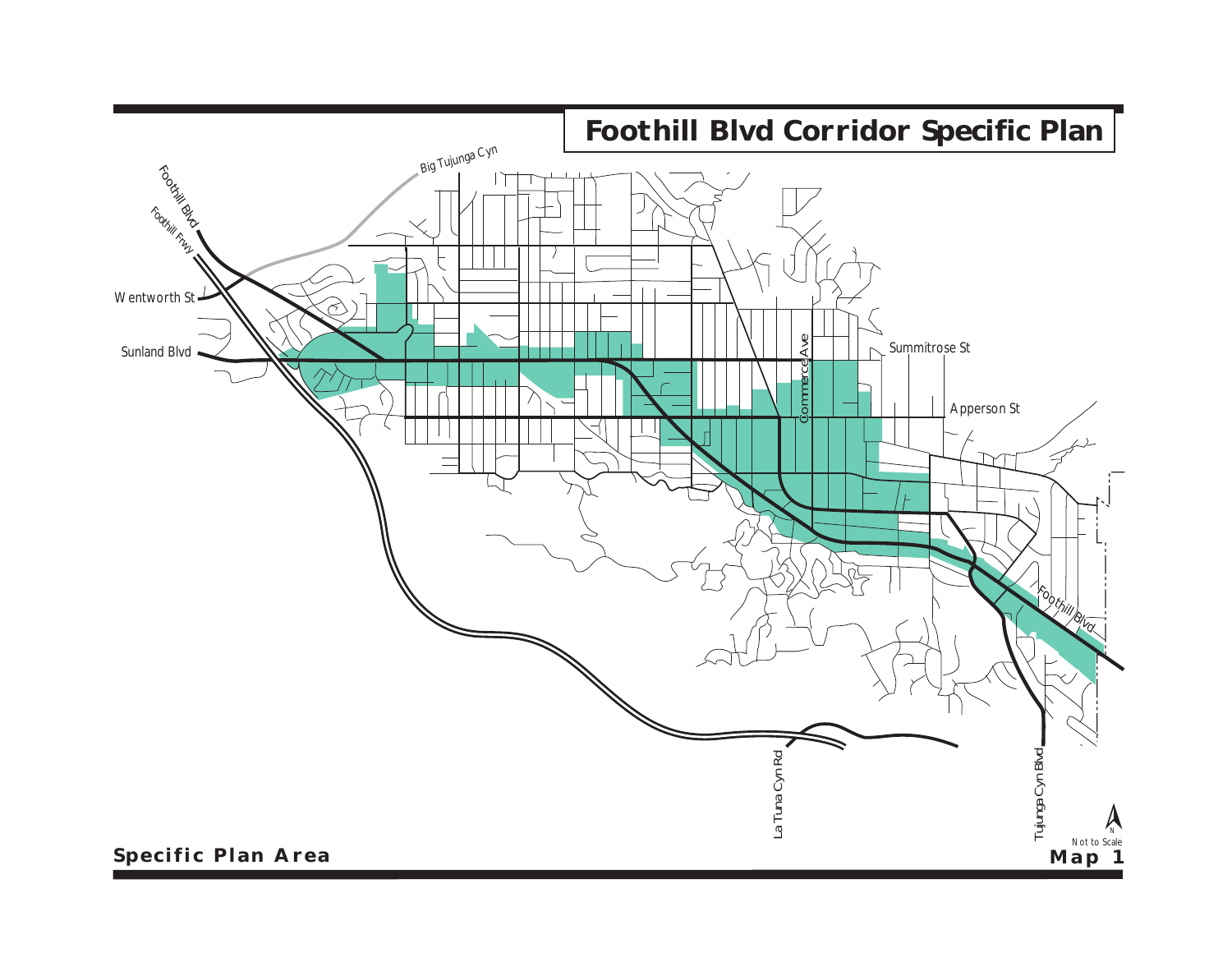# Foothill Blvd Corridor Specific Plan

Big Tujunga Cyn

Foothill Blvd

Foothill Frwy

Wentworth St

Sunland Blvd

Summitrose St

Commerce Ave

Apperson St

Foothill Blvd

La Tuna Cyn Rd

Tujunga Cyn Blvd

N

Not to Scale

**Specific Plan Area**

**Map 1**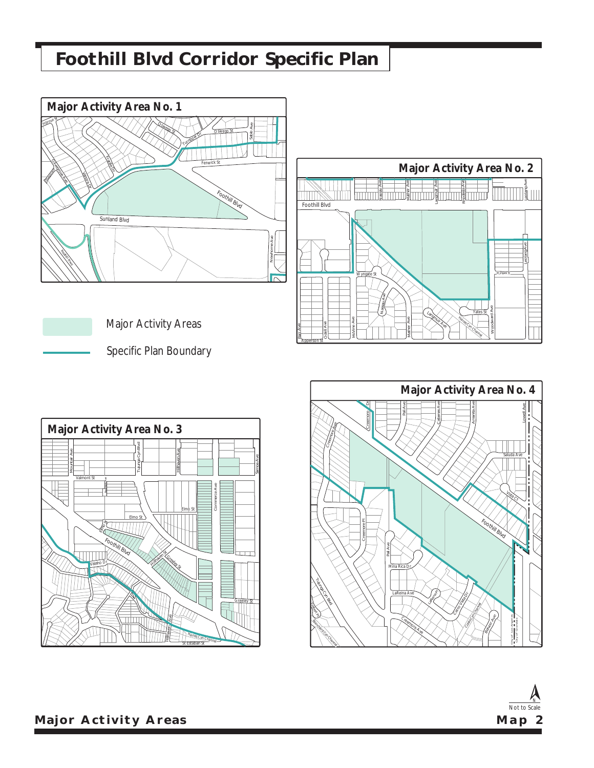# Foothill Blvd Corridor Specific Plan

## Major Activity Area No. 1

## Major Activity Area No. 2

## Major Activity Area No. 3

## Major Activity Area No. 4

Major Activity Areas

Specific Plan Boundary

Not to Scale

**Major Activity Areas**

**Map 2**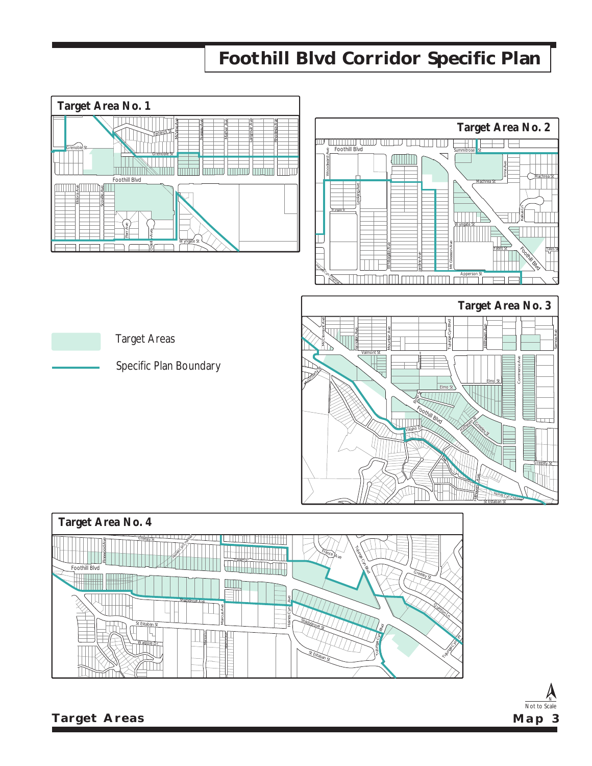# Foothill Blvd Corridor Specific Plan

## Target Area No. 1

Fenwick St, McVine Ave, Nassau Ave, Mather Ave, Langmuir Ave, Mountair Ave, Grenoble St, Foothill Blvd, Bobra Ave, Scoville Ave, Parr Ave, Orcas Ave, Wyngate St

## Target Area No. 2

Foothill Blvd, Summitrose St, Woodward Ave, Irma Ave, Machrea St, Ledgeing Ave, Wyngate St, Kahala Ln, Whitegate Ave, Jardine Ave, Mt Gleason Ave, Yates St, Apperson St, Tujunga Cyn Blvd

## Target Area No. 3

McClemont Ave, Mountair Ave, Tujunga Cyn Blvd, Hillrose Ave, Samoa Ave, Valmont St, Elmo St, Commerce Ave, Foothill Blvd, Valaho Dr, Hillhaven St, Greeley St, Hillhaven Ave, Haines Cyn Channel, St Estaban St

- Target Areas
- Specific Plan Boundary

## Target Area No. 4

Greeley St, Pinewood Ave, Haines Cyn Channel, France Ave, Tujunga Cyn Blvd, Foothill Blvd, Shadygrove Ave, Marcus Ave, Haines Cyn Ave, Shadygrove St, St Estaban St, Walpole Dr, Quinton Ln

N
Not to Scale

**Target Areas** **Map 3**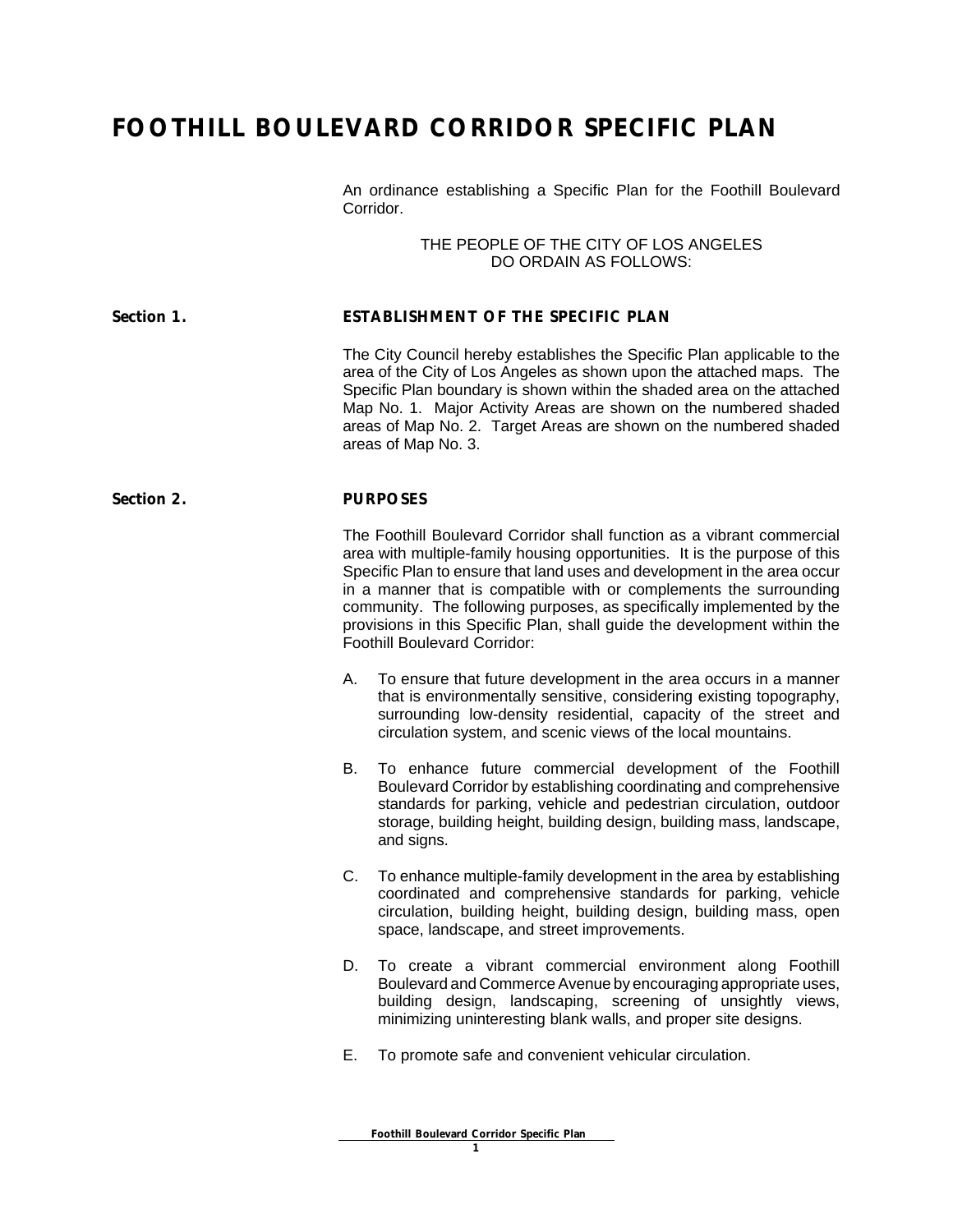# FOOTHILL BOULEVARD CORRIDOR SPECIFIC PLAN

An ordinance establishing a Specific Plan for the Foothill Boulevard Corridor.

THE PEOPLE OF THE CITY OF LOS ANGELES
DO ORDAIN AS FOLLOWS:

## Section 1. ESTABLISHMENT OF THE SPECIFIC PLAN

The City Council hereby establishes the Specific Plan applicable to the area of the City of Los Angeles as shown upon the attached maps. The Specific Plan boundary is shown within the shaded area on the attached Map No. 1. Major Activity Areas are shown on the numbered shaded areas of Map No. 2. Target Areas are shown on the numbered shaded areas of Map No. 3.

## Section 2. PURPOSES

The Foothill Boulevard Corridor shall function as a vibrant commercial area with multiple-family housing opportunities. It is the purpose of this Specific Plan to ensure that land uses and development in the area occur in a manner that is compatible with or complements the surrounding community. The following purposes, as specifically implemented by the provisions in this Specific Plan, shall guide the development within the Foothill Boulevard Corridor:

A. To ensure that future development in the area occurs in a manner that is environmentally sensitive, considering existing topography, surrounding low-density residential, capacity of the street and circulation system, and scenic views of the local mountains.

B. To enhance future commercial development of the Foothill Boulevard Corridor by establishing coordinating and comprehensive standards for parking, vehicle and pedestrian circulation, outdoor storage, building height, building design, building mass, landscape, and signs.

C. To enhance multiple-family development in the area by establishing coordinated and comprehensive standards for parking, vehicle circulation, building height, building design, building mass, open space, landscape, and street improvements.

D. To create a vibrant commercial environment along Foothill Boulevard and Commerce Avenue by encouraging appropriate uses, building design, landscaping, screening of unsightly views, minimizing uninteresting blank walls, and proper site designs.

E. To promote safe and convenient vehicular circulation.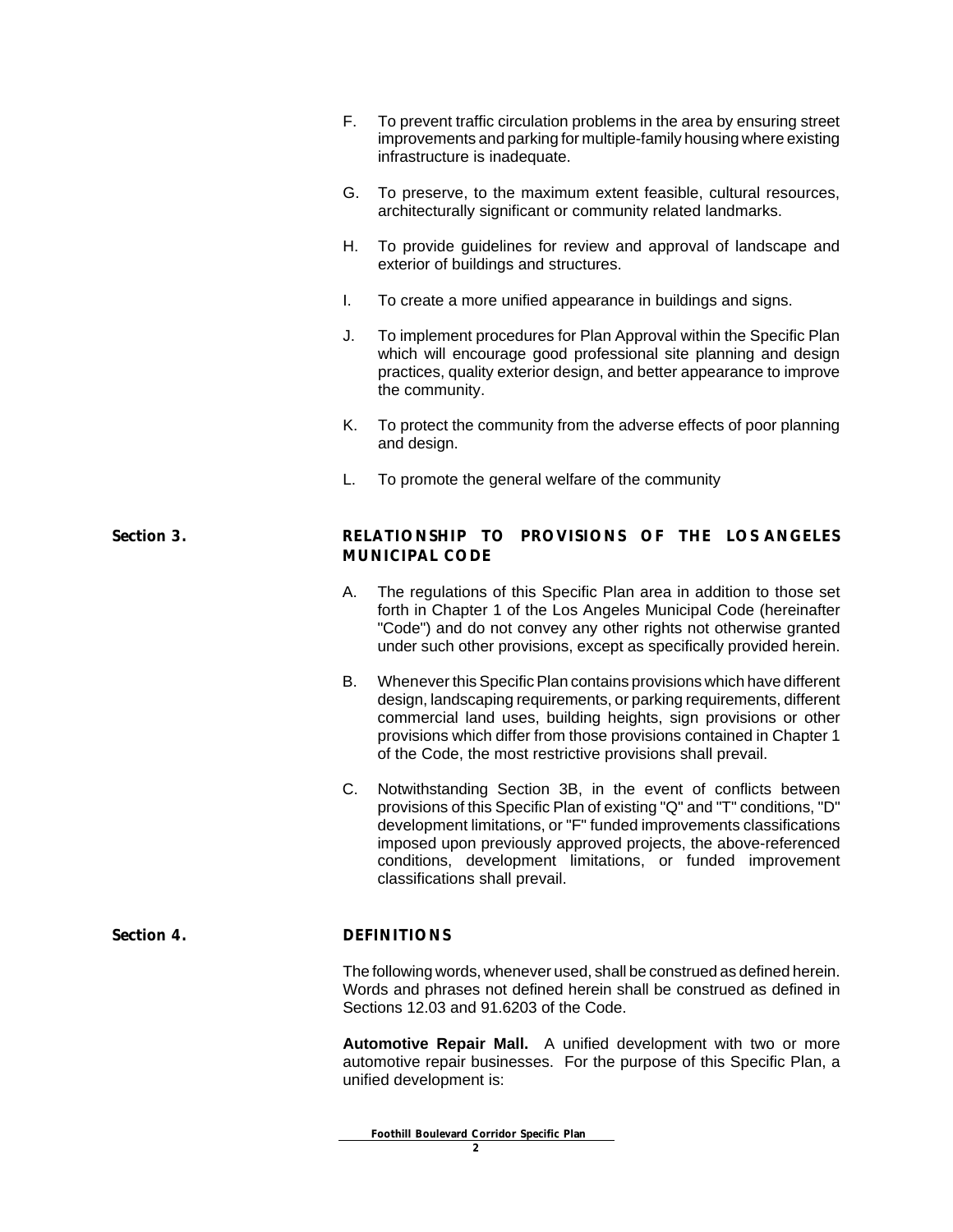F. To prevent traffic circulation problems in the area by ensuring street improvements and parking for multiple-family housing where existing infrastructure is inadequate.

G. To preserve, to the maximum extent feasible, cultural resources, architecturally significant or community related landmarks.

H. To provide guidelines for review and approval of landscape and exterior of buildings and structures.

I. To create a more unified appearance in buildings and signs.

J. To implement procedures for Plan Approval within the Specific Plan which will encourage good professional site planning and design practices, quality exterior design, and better appearance to improve the community.

K. To protect the community from the adverse effects of poor planning and design.

L. To promote the general welfare of the community

## Section 3. RELATIONSHIP TO PROVISIONS OF THE LOS ANGELES MUNICIPAL CODE

A. The regulations of this Specific Plan area in addition to those set forth in Chapter 1 of the Los Angeles Municipal Code (hereinafter "Code") and do not convey any other rights not otherwise granted under such other provisions, except as specifically provided herein.

B. Whenever this Specific Plan contains provisions which have different design, landscaping requirements, or parking requirements, different commercial land uses, building heights, sign provisions or other provisions which differ from those provisions contained in Chapter 1 of the Code, the most restrictive provisions shall prevail.

C. Notwithstanding Section 3B, in the event of conflicts between provisions of this Specific Plan of existing "Q" and "T" conditions, "D" development limitations, or "F" funded improvements classifications imposed upon previously approved projects, the above-referenced conditions, development limitations, or funded improvement classifications shall prevail.

## Section 4. DEFINITIONS

The following words, whenever used, shall be construed as defined herein. Words and phrases not defined herein shall be construed as defined in Sections 12.03 and 91.6203 of the Code.

**Automotive Repair Mall.** A unified development with two or more automotive repair businesses. For the purpose of this Specific Plan, a unified development is: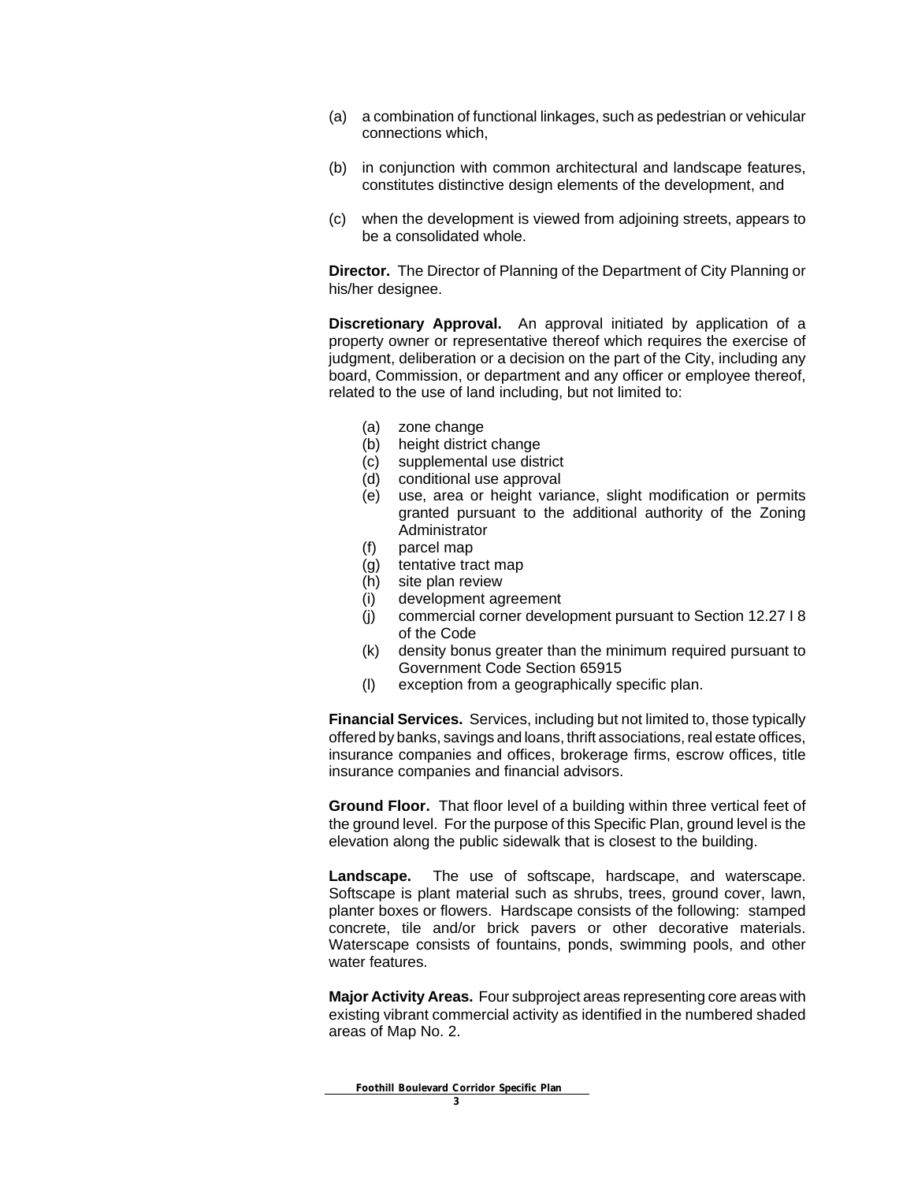(a) a combination of functional linkages, such as pedestrian or vehicular connections which,

(b) in conjunction with common architectural and landscape features, constitutes distinctive design elements of the development, and

(c) when the development is viewed from adjoining streets, appears to be a consolidated whole.

**Director.** The Director of Planning of the Department of City Planning or his/her designee.

**Discretionary Approval.** An approval initiated by application of a property owner or representative thereof which requires the exercise of judgment, deliberation or a decision on the part of the City, including any board, Commission, or department and any officer or employee thereof, related to the use of land including, but not limited to:

(a) zone change
(b) height district change
(c) supplemental use district
(d) conditional use approval
(e) use, area or height variance, slight modification or permits granted pursuant to the additional authority of the Zoning Administrator
(f) parcel map
(g) tentative tract map
(h) site plan review
(i) development agreement
(j) commercial corner development pursuant to Section 12.27 I 8 of the Code
(k) density bonus greater than the minimum required pursuant to Government Code Section 65915
(l) exception from a geographically specific plan.

**Financial Services.** Services, including but not limited to, those typically offered by banks, savings and loans, thrift associations, real estate offices, insurance companies and offices, brokerage firms, escrow offices, title insurance companies and financial advisors.

**Ground Floor.** That floor level of a building within three vertical feet of the ground level. For the purpose of this Specific Plan, ground level is the elevation along the public sidewalk that is closest to the building.

**Landscape.** The use of softscape, hardscape, and waterscape. Softscape is plant material such as shrubs, trees, ground cover, lawn, planter boxes or flowers. Hardscape consists of the following: stamped concrete, tile and/or brick pavers or other decorative materials. Waterscape consists of fountains, ponds, swimming pools, and other water features.

**Major Activity Areas.** Four subproject areas representing core areas with existing vibrant commercial activity as identified in the numbered shaded areas of Map No. 2.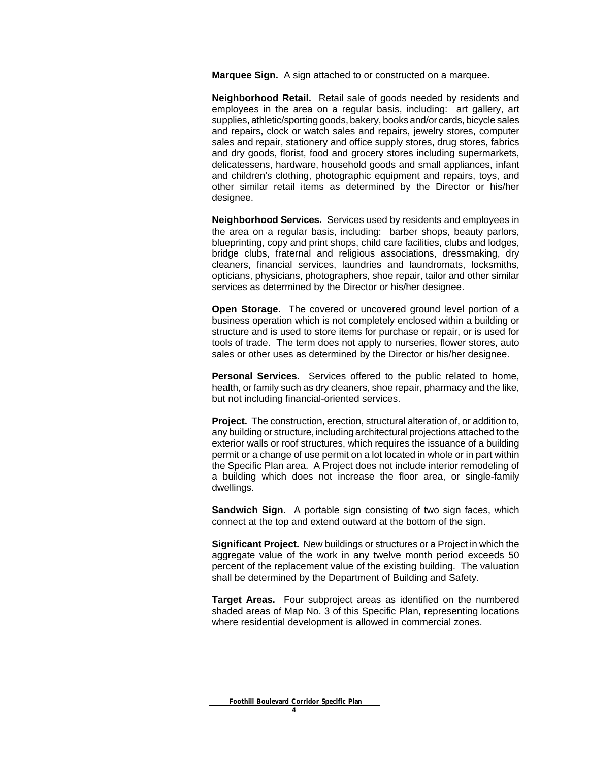**Marquee Sign.** A sign attached to or constructed on a marquee.

**Neighborhood Retail.** Retail sale of goods needed by residents and employees in the area on a regular basis, including: art gallery, art supplies, athletic/sporting goods, bakery, books and/or cards, bicycle sales and repairs, clock or watch sales and repairs, jewelry stores, computer sales and repair, stationery and office supply stores, drug stores, fabrics and dry goods, florist, food and grocery stores including supermarkets, delicatessens, hardware, household goods and small appliances, infant and children's clothing, photographic equipment and repairs, toys, and other similar retail items as determined by the Director or his/her designee.

**Neighborhood Services.** Services used by residents and employees in the area on a regular basis, including: barber shops, beauty parlors, blueprinting, copy and print shops, child care facilities, clubs and lodges, bridge clubs, fraternal and religious associations, dressmaking, dry cleaners, financial services, laundries and laundromats, locksmiths, opticians, physicians, photographers, shoe repair, tailor and other similar services as determined by the Director or his/her designee.

**Open Storage.** The covered or uncovered ground level portion of a business operation which is not completely enclosed within a building or structure and is used to store items for purchase or repair, or is used for tools of trade. The term does not apply to nurseries, flower stores, auto sales or other uses as determined by the Director or his/her designee.

**Personal Services.** Services offered to the public related to home, health, or family such as dry cleaners, shoe repair, pharmacy and the like, but not including financial-oriented services.

**Project.** The construction, erection, structural alteration of, or addition to, any building or structure, including architectural projections attached to the exterior walls or roof structures, which requires the issuance of a building permit or a change of use permit on a lot located in whole or in part within the Specific Plan area. A Project does not include interior remodeling of a building which does not increase the floor area, or single-family dwellings.

**Sandwich Sign.** A portable sign consisting of two sign faces, which connect at the top and extend outward at the bottom of the sign.

**Significant Project.** New buildings or structures or a Project in which the aggregate value of the work in any twelve month period exceeds 50 percent of the replacement value of the existing building. The valuation shall be determined by the Department of Building and Safety.

**Target Areas.** Four subproject areas as identified on the numbered shaded areas of Map No. 3 of this Specific Plan, representing locations where residential development is allowed in commercial zones.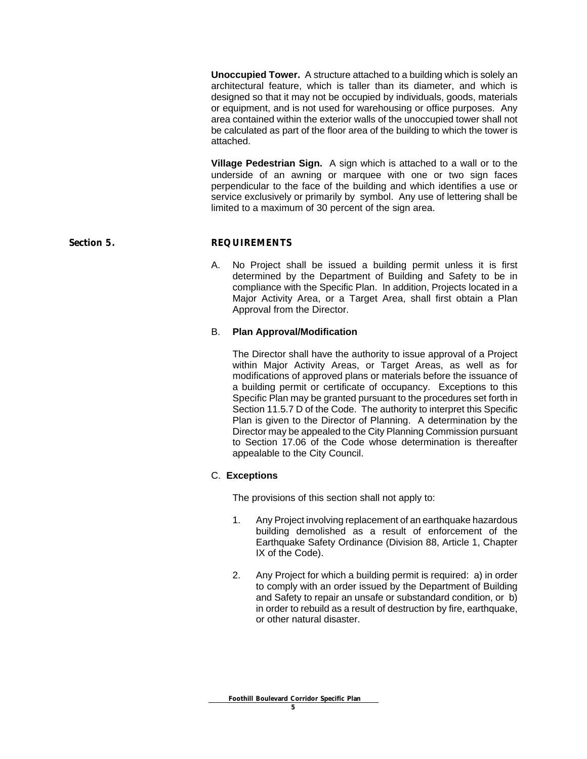**Unoccupied Tower.** A structure attached to a building which is solely an architectural feature, which is taller than its diameter, and which is designed so that it may not be occupied by individuals, goods, materials or equipment, and is not used for warehousing or office purposes. Any area contained within the exterior walls of the unoccupied tower shall not be calculated as part of the floor area of the building to which the tower is attached.

**Village Pedestrian Sign.** A sign which is attached to a wall or to the underside of an awning or marquee with one or two sign faces perpendicular to the face of the building and which identifies a use or service exclusively or primarily by symbol. Any use of lettering shall be limited to a maximum of 30 percent of the sign area.

## Section 5. REQUIREMENTS

A. No Project shall be issued a building permit unless it is first determined by the Department of Building and Safety to be in compliance with the Specific Plan. In addition, Projects located in a Major Activity Area, or a Target Area, shall first obtain a Plan Approval from the Director.

B. **Plan Approval/Modification**

The Director shall have the authority to issue approval of a Project within Major Activity Areas, or Target Areas, as well as for modifications of approved plans or materials before the issuance of a building permit or certificate of occupancy. Exceptions to this Specific Plan may be granted pursuant to the procedures set forth in Section 11.5.7 D of the Code. The authority to interpret this Specific Plan is given to the Director of Planning. A determination by the Director may be appealed to the City Planning Commission pursuant to Section 17.06 of the Code whose determination is thereafter appealable to the City Council.

C. **Exceptions**

The provisions of this section shall not apply to:

1. Any Project involving replacement of an earthquake hazardous building demolished as a result of enforcement of the Earthquake Safety Ordinance (Division 88, Article 1, Chapter IX of the Code).

2. Any Project for which a building permit is required: a) in order to comply with an order issued by the Department of Building and Safety to repair an unsafe or substandard condition, or b) in order to rebuild as a result of destruction by fire, earthquake, or other natural disaster.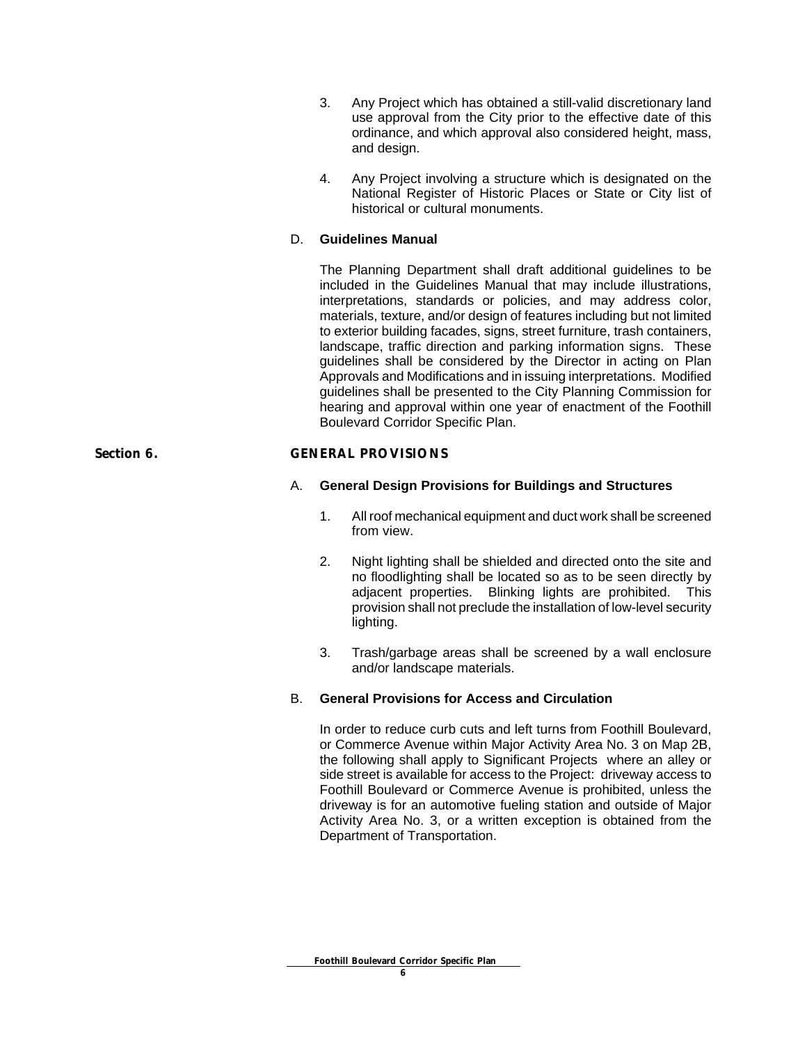3. Any Project which has obtained a still-valid discretionary land use approval from the City prior to the effective date of this ordinance, and which approval also considered height, mass, and design.

4. Any Project involving a structure which is designated on the National Register of Historic Places or State or City list of historical or cultural monuments.

D. **Guidelines Manual**

The Planning Department shall draft additional guidelines to be included in the Guidelines Manual that may include illustrations, interpretations, standards or policies, and may address color, materials, texture, and/or design of features including but not limited to exterior building facades, signs, street furniture, trash containers, landscape, traffic direction and parking information signs. These guidelines shall be considered by the Director in acting on Plan Approvals and Modifications and in issuing interpretations. Modified guidelines shall be presented to the City Planning Commission for hearing and approval within one year of enactment of the Foothill Boulevard Corridor Specific Plan.

## Section 6. GENERAL PROVISIONS

A. **General Design Provisions for Buildings and Structures**

1. All roof mechanical equipment and duct work shall be screened from view.

2. Night lighting shall be shielded and directed onto the site and no floodlighting shall be located so as to be seen directly by adjacent properties. Blinking lights are prohibited. This provision shall not preclude the installation of low-level security lighting.

3. Trash/garbage areas shall be screened by a wall enclosure and/or landscape materials.

B. **General Provisions for Access and Circulation**

In order to reduce curb cuts and left turns from Foothill Boulevard, or Commerce Avenue within Major Activity Area No. 3 on Map 2B, the following shall apply to Significant Projects where an alley or side street is available for access to the Project: driveway access to Foothill Boulevard or Commerce Avenue is prohibited, unless the driveway is for an automotive fueling station and outside of Major Activity Area No. 3, or a written exception is obtained from the Department of Transportation.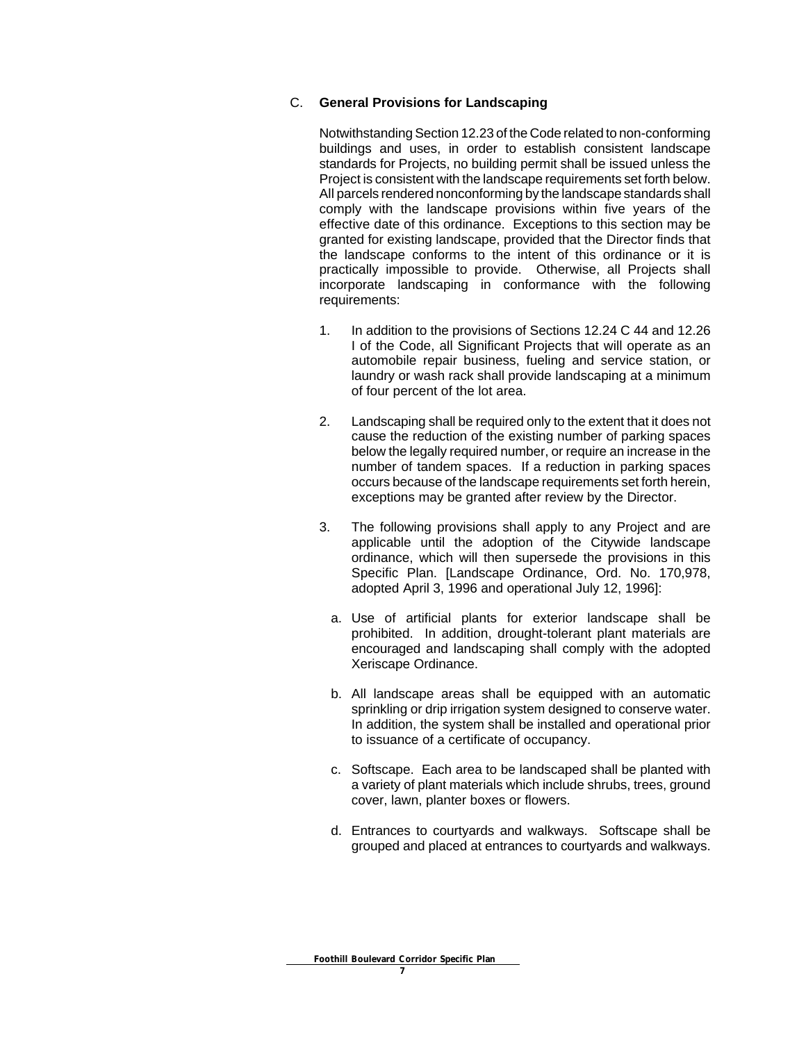## C. **General Provisions for Landscaping**

Notwithstanding Section 12.23 of the Code related to non-conforming buildings and uses, in order to establish consistent landscape standards for Projects, no building permit shall be issued unless the Project is consistent with the landscape requirements set forth below. All parcels rendered nonconforming by the landscape standards shall comply with the landscape provisions within five years of the effective date of this ordinance. Exceptions to this section may be granted for existing landscape, provided that the Director finds that the landscape conforms to the intent of this ordinance or it is practically impossible to provide. Otherwise, all Projects shall incorporate landscaping in conformance with the following requirements:

1. In addition to the provisions of Sections 12.24 C 44 and 12.26 I of the Code, all Significant Projects that will operate as an automobile repair business, fueling and service station, or laundry or wash rack shall provide landscaping at a minimum of four percent of the lot area.

2. Landscaping shall be required only to the extent that it does not cause the reduction of the existing number of parking spaces below the legally required number, or require an increase in the number of tandem spaces. If a reduction in parking spaces occurs because of the landscape requirements set forth herein, exceptions may be granted after review by the Director.

3. The following provisions shall apply to any Project and are applicable until the adoption of the Citywide landscape ordinance, which will then supersede the provisions in this Specific Plan. [Landscape Ordinance, Ord. No. 170,978, adopted April 3, 1996 and operational July 12, 1996]:

   a. Use of artificial plants for exterior landscape shall be prohibited. In addition, drought-tolerant plant materials are encouraged and landscaping shall comply with the adopted Xeriscape Ordinance.

   b. All landscape areas shall be equipped with an automatic sprinkling or drip irrigation system designed to conserve water. In addition, the system shall be installed and operational prior to issuance of a certificate of occupancy.

   c. Softscape. Each area to be landscaped shall be planted with a variety of plant materials which include shrubs, trees, ground cover, lawn, planter boxes or flowers.

   d. Entrances to courtyards and walkways. Softscape shall be grouped and placed at entrances to courtyards and walkways.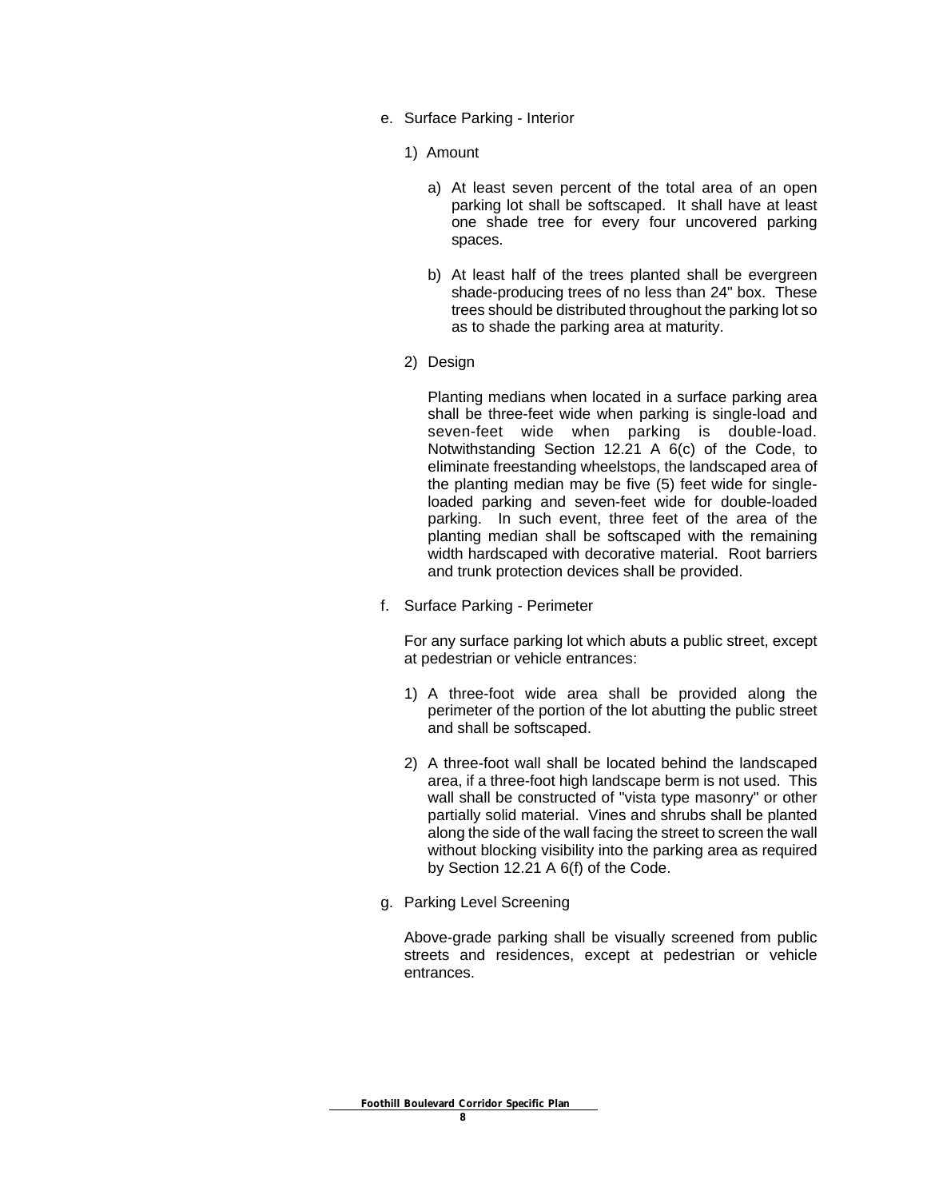e. Surface Parking - Interior

1) Amount

a) At least seven percent of the total area of an open parking lot shall be softscaped. It shall have at least one shade tree for every four uncovered parking spaces.

b) At least half of the trees planted shall be evergreen shade-producing trees of no less than 24" box. These trees should be distributed throughout the parking lot so as to shade the parking area at maturity.

2) Design

Planting medians when located in a surface parking area shall be three-feet wide when parking is single-load and seven-feet wide when parking is double-load. Notwithstanding Section 12.21 A 6(c) of the Code, to eliminate freestanding wheelstops, the landscaped area of the planting median may be five (5) feet wide for single-loaded parking and seven-feet wide for double-loaded parking. In such event, three feet of the area of the planting median shall be softscaped with the remaining width hardscaped with decorative material. Root barriers and trunk protection devices shall be provided.

f. Surface Parking - Perimeter

For any surface parking lot which abuts a public street, except at pedestrian or vehicle entrances:

1) A three-foot wide area shall be provided along the perimeter of the portion of the lot abutting the public street and shall be softscaped.

2) A three-foot wall shall be located behind the landscaped area, if a three-foot high landscape berm is not used. This wall shall be constructed of "vista type masonry" or other partially solid material. Vines and shrubs shall be planted along the side of the wall facing the street to screen the wall without blocking visibility into the parking area as required by Section 12.21 A 6(f) of the Code.

g. Parking Level Screening

Above-grade parking shall be visually screened from public streets and residences, except at pedestrian or vehicle entrances.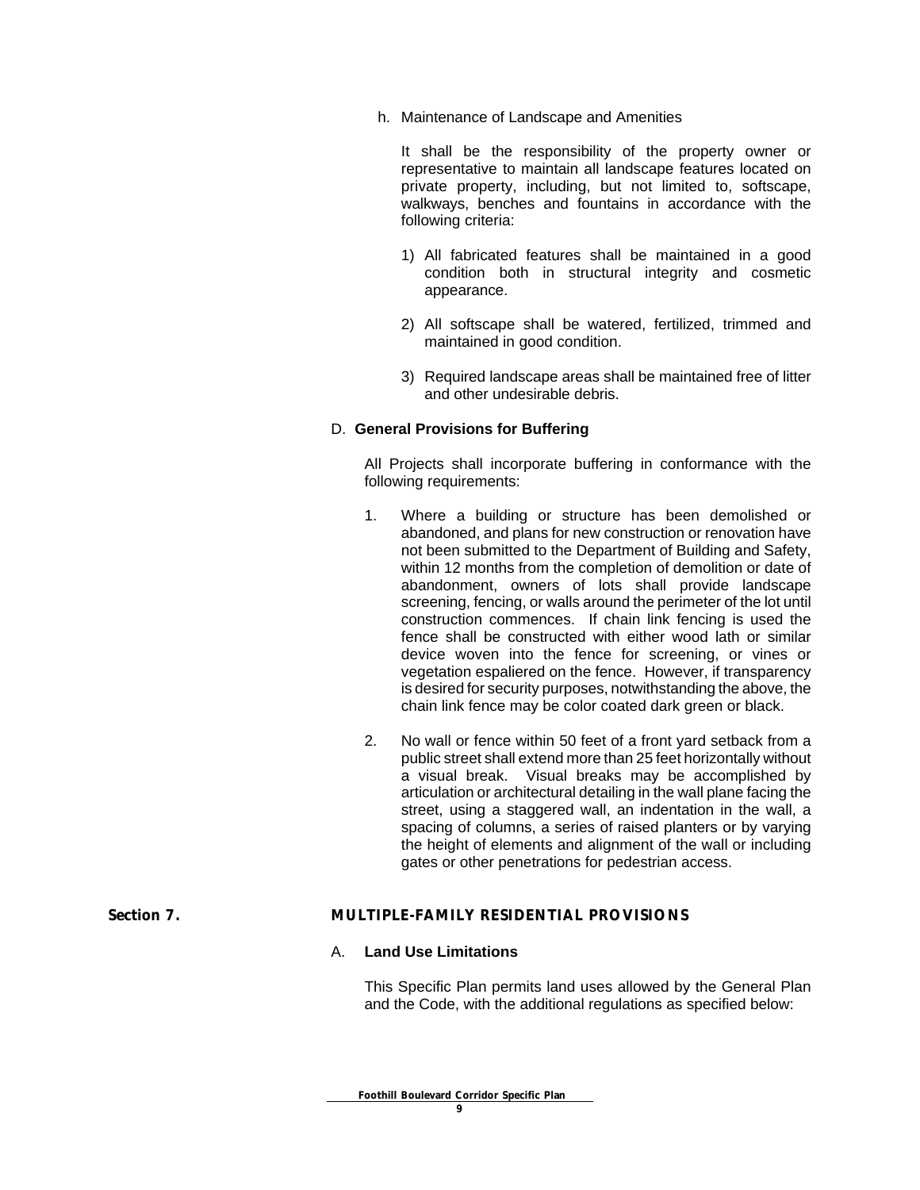h. Maintenance of Landscape and Amenities

It shall be the responsibility of the property owner or representative to maintain all landscape features located on private property, including, but not limited to, softscape, walkways, benches and fountains in accordance with the following criteria:

1) All fabricated features shall be maintained in a good condition both in structural integrity and cosmetic appearance.

2) All softscape shall be watered, fertilized, trimmed and maintained in good condition.

3) Required landscape areas shall be maintained free of litter and other undesirable debris.

D. **General Provisions for Buffering**

All Projects shall incorporate buffering in conformance with the following requirements:

1. Where a building or structure has been demolished or abandoned, and plans for new construction or renovation have not been submitted to the Department of Building and Safety, within 12 months from the completion of demolition or date of abandonment, owners of lots shall provide landscape screening, fencing, or walls around the perimeter of the lot until construction commences. If chain link fencing is used the fence shall be constructed with either wood lath or similar device woven into the fence for screening, or vines or vegetation espaliered on the fence. However, if transparency is desired for security purposes, notwithstanding the above, the chain link fence may be color coated dark green or black.

2. No wall or fence within 50 feet of a front yard setback from a public street shall extend more than 25 feet horizontally without a visual break. Visual breaks may be accomplished by articulation or architectural detailing in the wall plane facing the street, using a staggered wall, an indentation in the wall, a spacing of columns, a series of raised planters or by varying the height of elements and alignment of the wall or including gates or other penetrations for pedestrian access.

## Section 7. MULTIPLE-FAMILY RESIDENTIAL PROVISIONS

A. **Land Use Limitations**

This Specific Plan permits land uses allowed by the General Plan and the Code, with the additional regulations as specified below: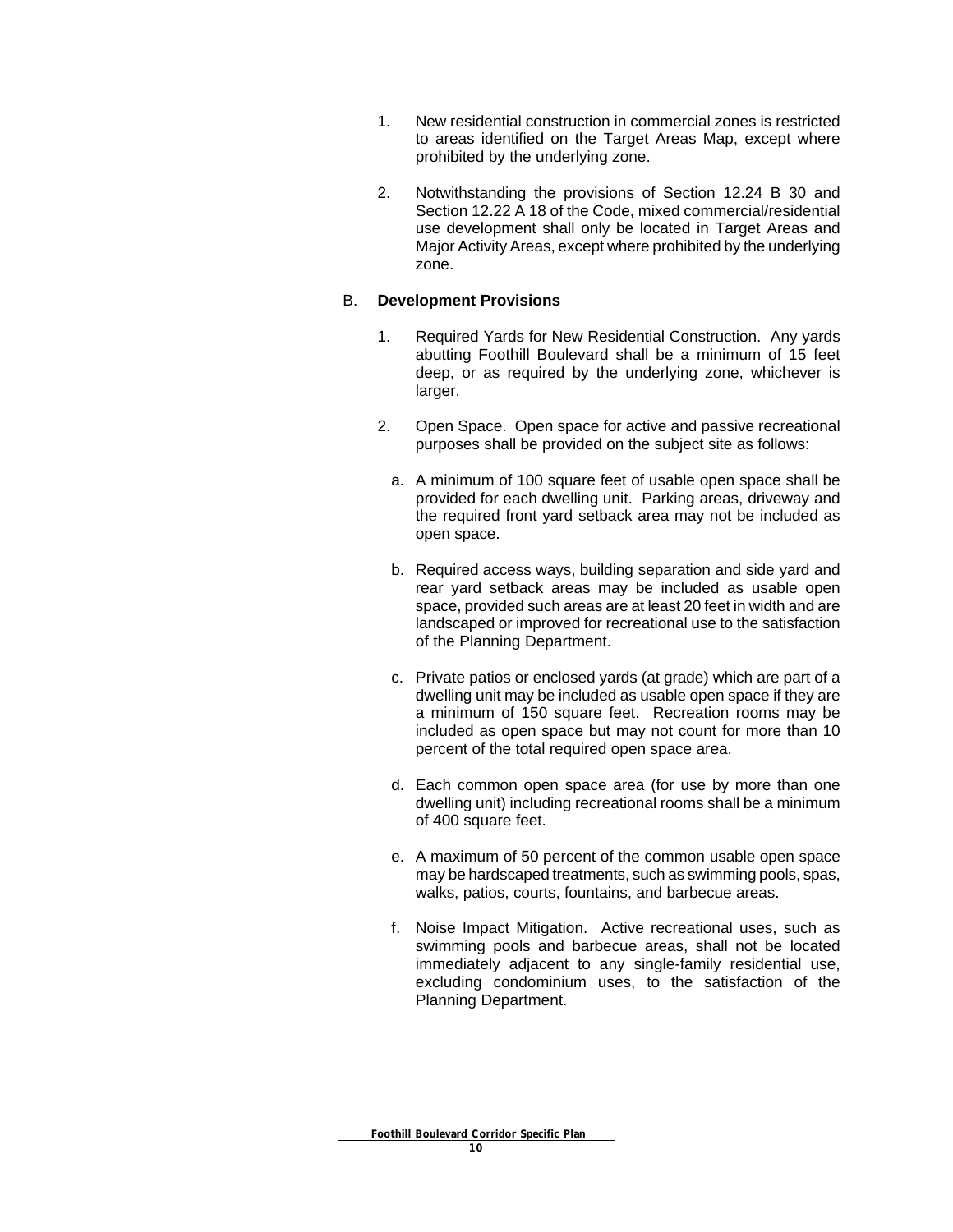1. New residential construction in commercial zones is restricted to areas identified on the Target Areas Map, except where prohibited by the underlying zone.

2. Notwithstanding the provisions of Section 12.24 B 30 and Section 12.22 A 18 of the Code, mixed commercial/residential use development shall only be located in Target Areas and Major Activity Areas, except where prohibited by the underlying zone.

B. **Development Provisions**

1. Required Yards for New Residential Construction. Any yards abutting Foothill Boulevard shall be a minimum of 15 feet deep, or as required by the underlying zone, whichever is larger.

2. Open Space. Open space for active and passive recreational purposes shall be provided on the subject site as follows:

   a. A minimum of 100 square feet of usable open space shall be provided for each dwelling unit. Parking areas, driveway and the required front yard setback area may not be included as open space.

   b. Required access ways, building separation and side yard and rear yard setback areas may be included as usable open space, provided such areas are at least 20 feet in width and are landscaped or improved for recreational use to the satisfaction of the Planning Department.

   c. Private patios or enclosed yards (at grade) which are part of a dwelling unit may be included as usable open space if they are a minimum of 150 square feet. Recreation rooms may be included as open space but may not count for more than 10 percent of the total required open space area.

   d. Each common open space area (for use by more than one dwelling unit) including recreational rooms shall be a minimum of 400 square feet.

   e. A maximum of 50 percent of the common usable open space may be hardscaped treatments, such as swimming pools, spas, walks, patios, courts, fountains, and barbecue areas.

   f. Noise Impact Mitigation. Active recreational uses, such as swimming pools and barbecue areas, shall not be located immediately adjacent to any single-family residential use, excluding condominium uses, to the satisfaction of the Planning Department.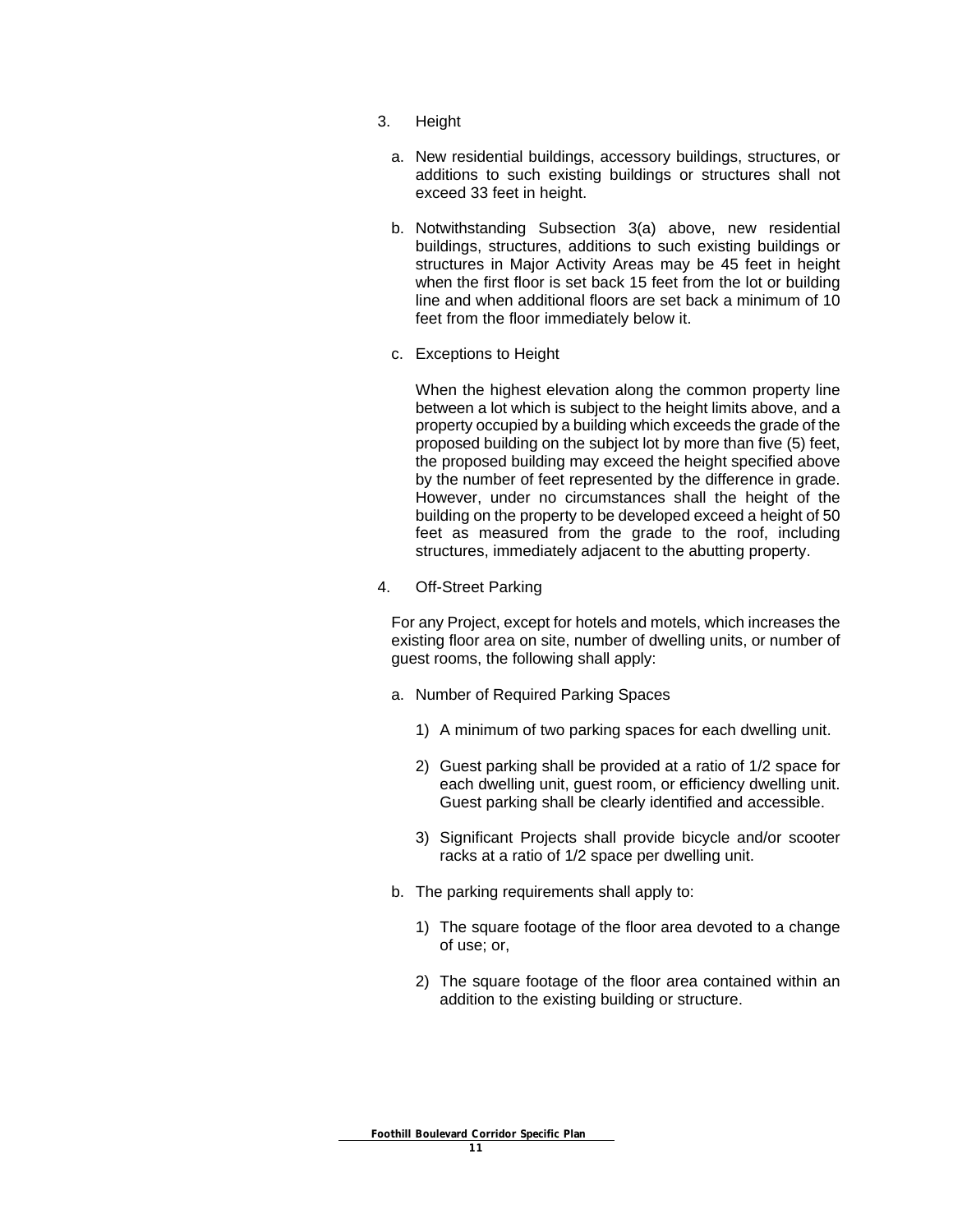3. Height

   a. New residential buildings, accessory buildings, structures, or additions to such existing buildings or structures shall not exceed 33 feet in height.

   b. Notwithstanding Subsection 3(a) above, new residential buildings, structures, additions to such existing buildings or structures in Major Activity Areas may be 45 feet in height when the first floor is set back 15 feet from the lot or building line and when additional floors are set back a minimum of 10 feet from the floor immediately below it.

   c. Exceptions to Height

      When the highest elevation along the common property line between a lot which is subject to the height limits above, and a property occupied by a building which exceeds the grade of the proposed building on the subject lot by more than five (5) feet, the proposed building may exceed the height specified above by the number of feet represented by the difference in grade. However, under no circumstances shall the height of the building on the property to be developed exceed a height of 50 feet as measured from the grade to the roof, including structures, immediately adjacent to the abutting property.

4. Off-Street Parking

   For any Project, except for hotels and motels, which increases the existing floor area on site, number of dwelling units, or number of guest rooms, the following shall apply:

   a. Number of Required Parking Spaces

      1) A minimum of two parking spaces for each dwelling unit.

      2) Guest parking shall be provided at a ratio of 1/2 space for each dwelling unit, guest room, or efficiency dwelling unit. Guest parking shall be clearly identified and accessible.

      3) Significant Projects shall provide bicycle and/or scooter racks at a ratio of 1/2 space per dwelling unit.

   b. The parking requirements shall apply to:

      1) The square footage of the floor area devoted to a change of use; or,

      2) The square footage of the floor area contained within an addition to the existing building or structure.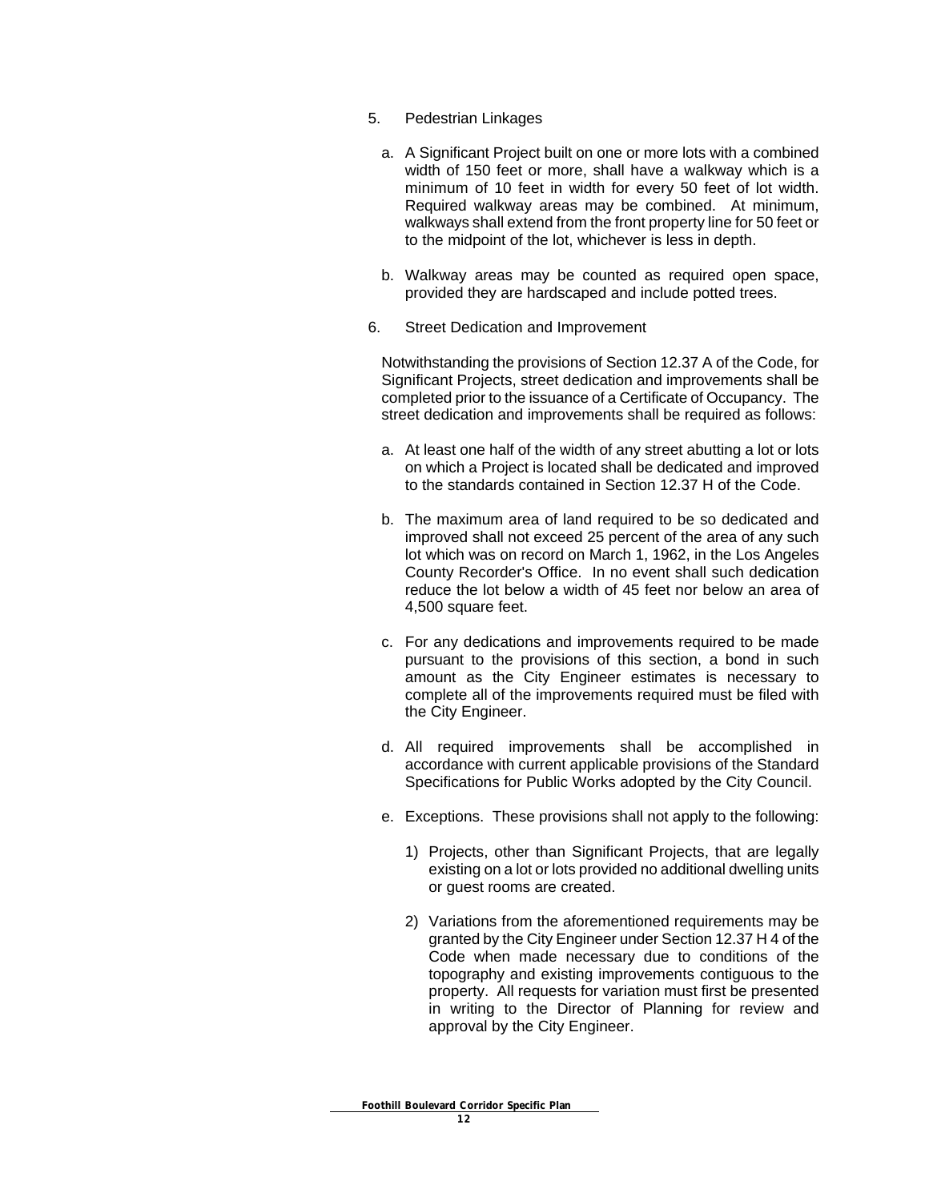5. Pedestrian Linkages

   a. A Significant Project built on one or more lots with a combined width of 150 feet or more, shall have a walkway which is a minimum of 10 feet in width for every 50 feet of lot width. Required walkway areas may be combined. At minimum, walkways shall extend from the front property line for 50 feet or to the midpoint of the lot, whichever is less in depth.

   b. Walkway areas may be counted as required open space, provided they are hardscaped and include potted trees.

6. Street Dedication and Improvement

   Notwithstanding the provisions of Section 12.37 A of the Code, for Significant Projects, street dedication and improvements shall be completed prior to the issuance of a Certificate of Occupancy. The street dedication and improvements shall be required as follows:

   a. At least one half of the width of any street abutting a lot or lots on which a Project is located shall be dedicated and improved to the standards contained in Section 12.37 H of the Code.

   b. The maximum area of land required to be so dedicated and improved shall not exceed 25 percent of the area of any such lot which was on record on March 1, 1962, in the Los Angeles County Recorder's Office. In no event shall such dedication reduce the lot below a width of 45 feet nor below an area of 4,500 square feet.

   c. For any dedications and improvements required to be made pursuant to the provisions of this section, a bond in such amount as the City Engineer estimates is necessary to complete all of the improvements required must be filed with the City Engineer.

   d. All required improvements shall be accomplished in accordance with current applicable provisions of the Standard Specifications for Public Works adopted by the City Council.

   e. Exceptions. These provisions shall not apply to the following:

      1) Projects, other than Significant Projects, that are legally existing on a lot or lots provided no additional dwelling units or guest rooms are created.

      2) Variations from the aforementioned requirements may be granted by the City Engineer under Section 12.37 H 4 of the Code when made necessary due to conditions of the topography and existing improvements contiguous to the property. All requests for variation must first be presented in writing to the Director of Planning for review and approval by the City Engineer.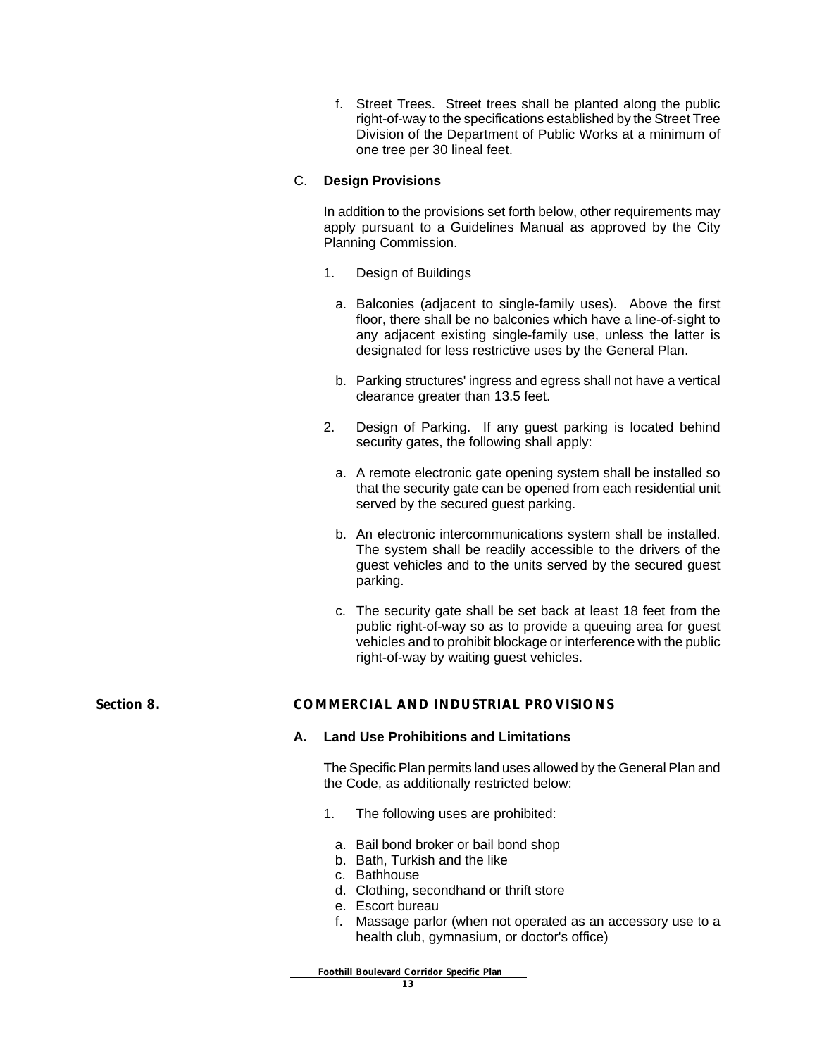f. Street Trees. Street trees shall be planted along the public right-of-way to the specifications established by the Street Tree Division of the Department of Public Works at a minimum of one tree per 30 lineal feet.

C. **Design Provisions**

In addition to the provisions set forth below, other requirements may apply pursuant to a Guidelines Manual as approved by the City Planning Commission.

1. Design of Buildings

   a. Balconies (adjacent to single-family uses). Above the first floor, there shall be no balconies which have a line-of-sight to any adjacent existing single-family use, unless the latter is designated for less restrictive uses by the General Plan.

   b. Parking structures' ingress and egress shall not have a vertical clearance greater than 13.5 feet.

2. Design of Parking. If any guest parking is located behind security gates, the following shall apply:

   a. A remote electronic gate opening system shall be installed so that the security gate can be opened from each residential unit served by the secured guest parking.

   b. An electronic intercommunications system shall be installed. The system shall be readily accessible to the drivers of the guest vehicles and to the units served by the secured guest parking.

   c. The security gate shall be set back at least 18 feet from the public right-of-way so as to provide a queuing area for guest vehicles and to prohibit blockage or interference with the public right-of-way by waiting guest vehicles.

## Section 8. COMMERCIAL AND INDUSTRIAL PROVISIONS

### A. Land Use Prohibitions and Limitations

The Specific Plan permits land uses allowed by the General Plan and the Code, as additionally restricted below:

1. The following uses are prohibited:

   a. Bail bond broker or bail bond shop
   b. Bath, Turkish and the like
   c. Bathhouse
   d. Clothing, secondhand or thrift store
   e. Escort bureau
   f. Massage parlor (when not operated as an accessory use to a health club, gymnasium, or doctor's office)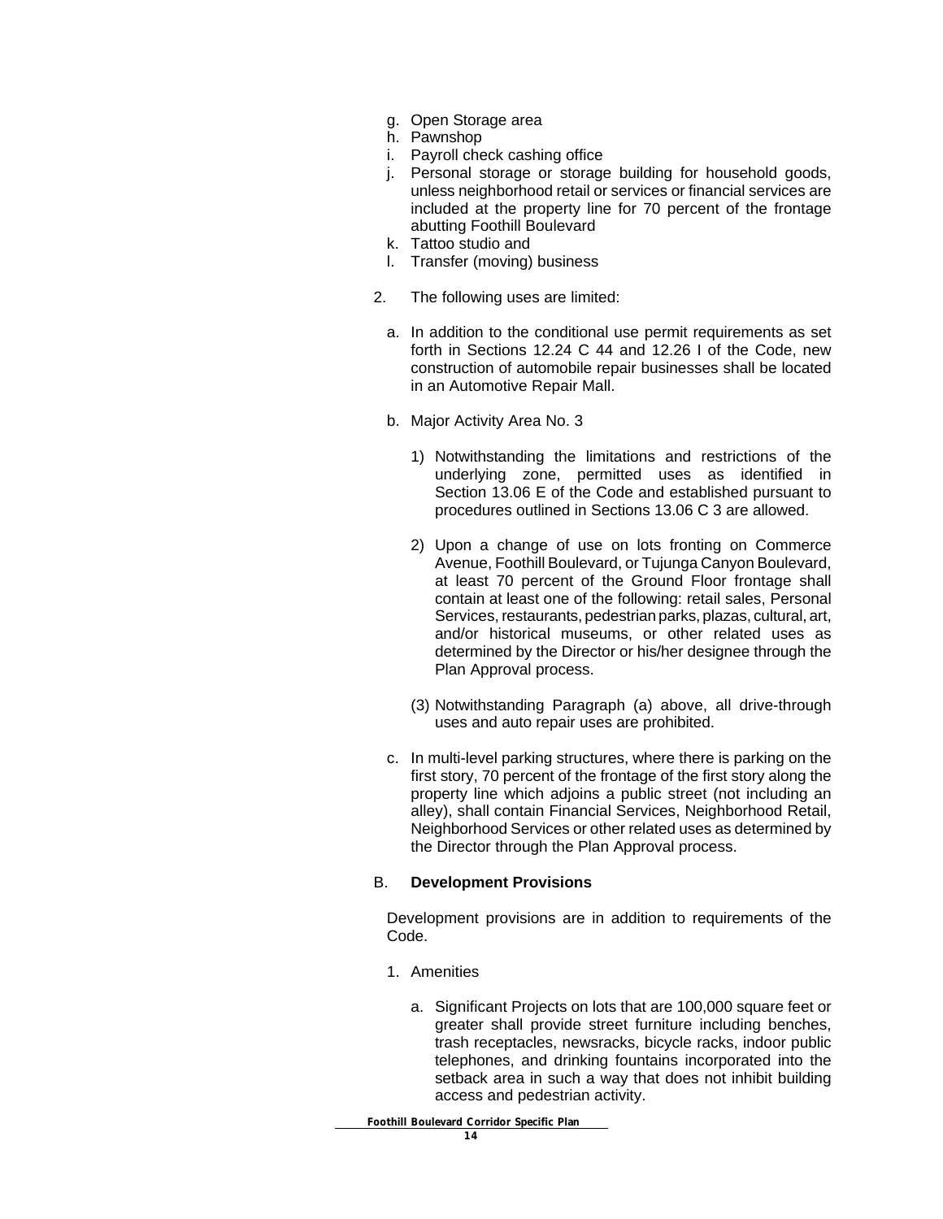g. Open Storage area
h. Pawnshop
i. Payroll check cashing office
j. Personal storage or storage building for household goods, unless neighborhood retail or services or financial services are included at the property line for 70 percent of the frontage abutting Foothill Boulevard
k. Tattoo studio and
l. Transfer (moving) business

2. The following uses are limited:

   a. In addition to the conditional use permit requirements as set forth in Sections 12.24 C 44 and 12.26 I of the Code, new construction of automobile repair businesses shall be located in an Automotive Repair Mall.

   b. Major Activity Area No. 3

      1) Notwithstanding the limitations and restrictions of the underlying zone, permitted uses as identified in Section 13.06 E of the Code and established pursuant to procedures outlined in Sections 13.06 C 3 are allowed.

      2) Upon a change of use on lots fronting on Commerce Avenue, Foothill Boulevard, or Tujunga Canyon Boulevard, at least 70 percent of the Ground Floor frontage shall contain at least one of the following: retail sales, Personal Services, restaurants, pedestrian parks, plazas, cultural, art, and/or historical museums, or other related uses as determined by the Director or his/her designee through the Plan Approval process.

      (3) Notwithstanding Paragraph (a) above, all drive-through uses and auto repair uses are prohibited.

   c. In multi-level parking structures, where there is parking on the first story, 70 percent of the frontage of the first story along the property line which adjoins a public street (not including an alley), shall contain Financial Services, Neighborhood Retail, Neighborhood Services or other related uses as determined by the Director through the Plan Approval process.

B. **Development Provisions**

Development provisions are in addition to requirements of the Code.

1. Amenities

   a. Significant Projects on lots that are 100,000 square feet or greater shall provide street furniture including benches, trash receptacles, newsracks, bicycle racks, indoor public telephones, and drinking fountains incorporated into the setback area in such a way that does not inhibit building access and pedestrian activity.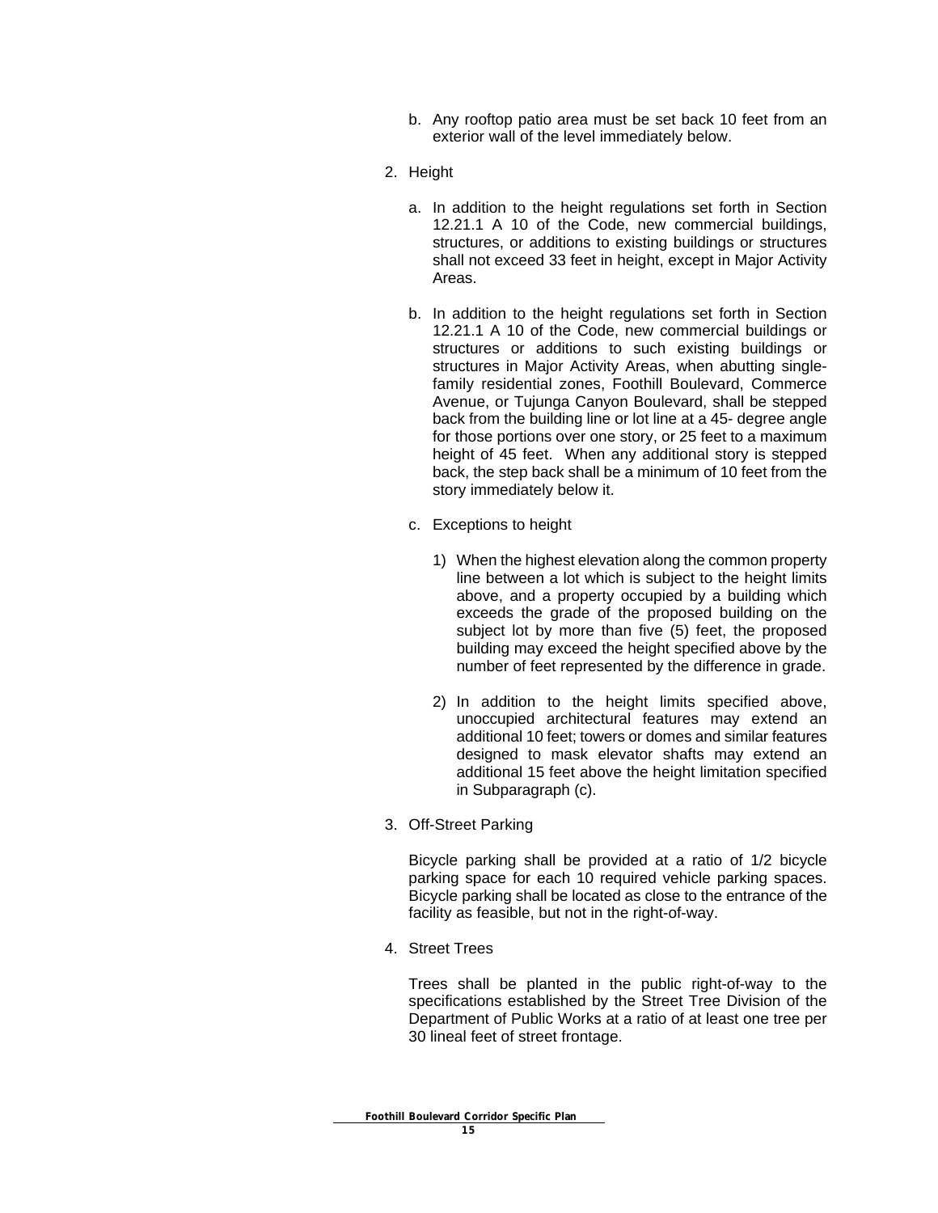b. Any rooftop patio area must be set back 10 feet from an exterior wall of the level immediately below.

2. Height

   a. In addition to the height regulations set forth in Section 12.21.1 A 10 of the Code, new commercial buildings, structures, or additions to existing buildings or structures shall not exceed 33 feet in height, except in Major Activity Areas.

   b. In addition to the height regulations set forth in Section 12.21.1 A 10 of the Code, new commercial buildings or structures or additions to such existing buildings or structures in Major Activity Areas, when abutting single-family residential zones, Foothill Boulevard, Commerce Avenue, or Tujunga Canyon Boulevard, shall be stepped back from the building line or lot line at a 45- degree angle for those portions over one story, or 25 feet to a maximum height of 45 feet. When any additional story is stepped back, the step back shall be a minimum of 10 feet from the story immediately below it.

   c. Exceptions to height

      1) When the highest elevation along the common property line between a lot which is subject to the height limits above, and a property occupied by a building which exceeds the grade of the proposed building on the subject lot by more than five (5) feet, the proposed building may exceed the height specified above by the number of feet represented by the difference in grade.

      2) In addition to the height limits specified above, unoccupied architectural features may extend an additional 10 feet; towers or domes and similar features designed to mask elevator shafts may extend an additional 15 feet above the height limitation specified in Subparagraph (c).

3. Off-Street Parking

   Bicycle parking shall be provided at a ratio of 1/2 bicycle parking space for each 10 required vehicle parking spaces. Bicycle parking shall be located as close to the entrance of the facility as feasible, but not in the right-of-way.

4. Street Trees

   Trees shall be planted in the public right-of-way to the specifications established by the Street Tree Division of the Department of Public Works at a ratio of at least one tree per 30 lineal feet of street frontage.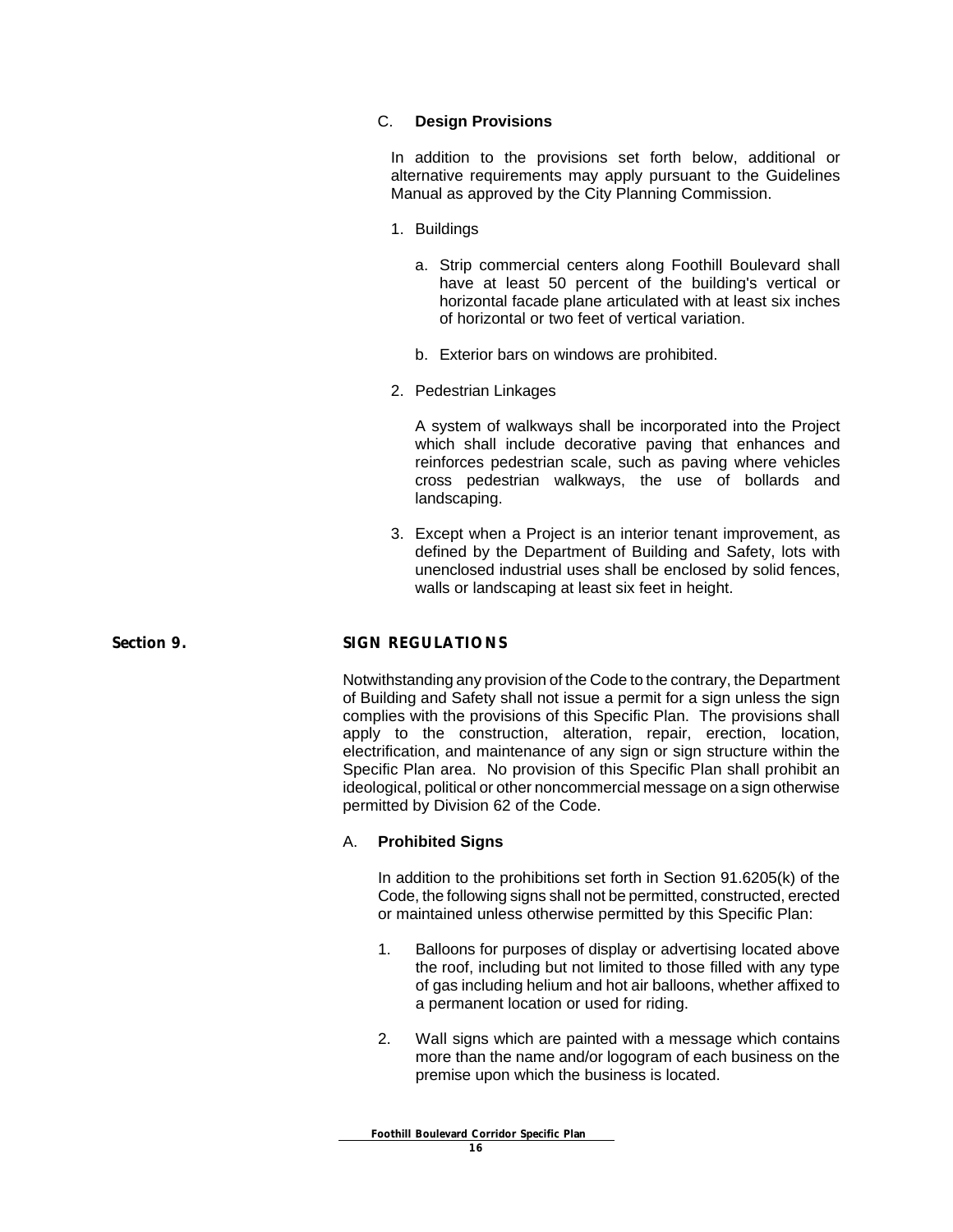### C. **Design Provisions**

In addition to the provisions set forth below, additional or alternative requirements may apply pursuant to the Guidelines Manual as approved by the City Planning Commission.

1. Buildings

   a. Strip commercial centers along Foothill Boulevard shall have at least 50 percent of the building's vertical or horizontal facade plane articulated with at least six inches of horizontal or two feet of vertical variation.

   b. Exterior bars on windows are prohibited.

2. Pedestrian Linkages

   A system of walkways shall be incorporated into the Project which shall include decorative paving that enhances and reinforces pedestrian scale, such as paving where vehicles cross pedestrian walkways, the use of bollards and landscaping.

3. Except when a Project is an interior tenant improvement, as defined by the Department of Building and Safety, lots with unenclosed industrial uses shall be enclosed by solid fences, walls or landscaping at least six feet in height.

## Section 9. SIGN REGULATIONS

Notwithstanding any provision of the Code to the contrary, the Department of Building and Safety shall not issue a permit for a sign unless the sign complies with the provisions of this Specific Plan. The provisions shall apply to the construction, alteration, repair, erection, location, electrification, and maintenance of any sign or sign structure within the Specific Plan area. No provision of this Specific Plan shall prohibit an ideological, political or other noncommercial message on a sign otherwise permitted by Division 62 of the Code.

### A. **Prohibited Signs**

In addition to the prohibitions set forth in Section 91.6205(k) of the Code, the following signs shall not be permitted, constructed, erected or maintained unless otherwise permitted by this Specific Plan:

1. Balloons for purposes of display or advertising located above the roof, including but not limited to those filled with any type of gas including helium and hot air balloons, whether affixed to a permanent location or used for riding.

2. Wall signs which are painted with a message which contains more than the name and/or logogram of each business on the premise upon which the business is located.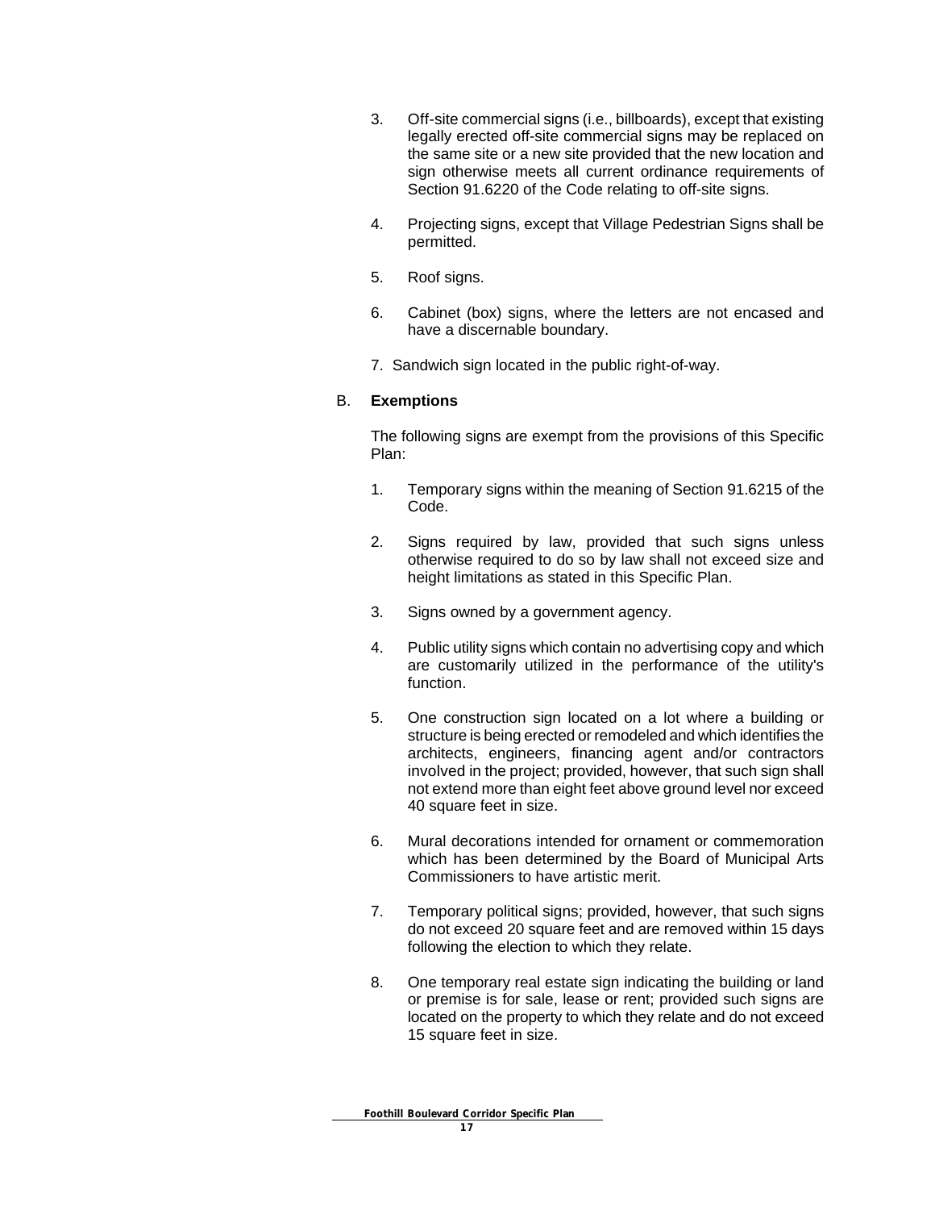3. Off-site commercial signs (i.e., billboards), except that existing legally erected off-site commercial signs may be replaced on the same site or a new site provided that the new location and sign otherwise meets all current ordinance requirements of Section 91.6220 of the Code relating to off-site signs.

4. Projecting signs, except that Village Pedestrian Signs shall be permitted.

5. Roof signs.

6. Cabinet (box) signs, where the letters are not encased and have a discernable boundary.

7. Sandwich sign located in the public right-of-way.

B. **Exemptions**

The following signs are exempt from the provisions of this Specific Plan:

1. Temporary signs within the meaning of Section 91.6215 of the Code.

2. Signs required by law, provided that such signs unless otherwise required to do so by law shall not exceed size and height limitations as stated in this Specific Plan.

3. Signs owned by a government agency.

4. Public utility signs which contain no advertising copy and which are customarily utilized in the performance of the utility's function.

5. One construction sign located on a lot where a building or structure is being erected or remodeled and which identifies the architects, engineers, financing agent and/or contractors involved in the project; provided, however, that such sign shall not extend more than eight feet above ground level nor exceed 40 square feet in size.

6. Mural decorations intended for ornament or commemoration which has been determined by the Board of Municipal Arts Commissioners to have artistic merit.

7. Temporary political signs; provided, however, that such signs do not exceed 20 square feet and are removed within 15 days following the election to which they relate.

8. One temporary real estate sign indicating the building or land or premise is for sale, lease or rent; provided such signs are located on the property to which they relate and do not exceed 15 square feet in size.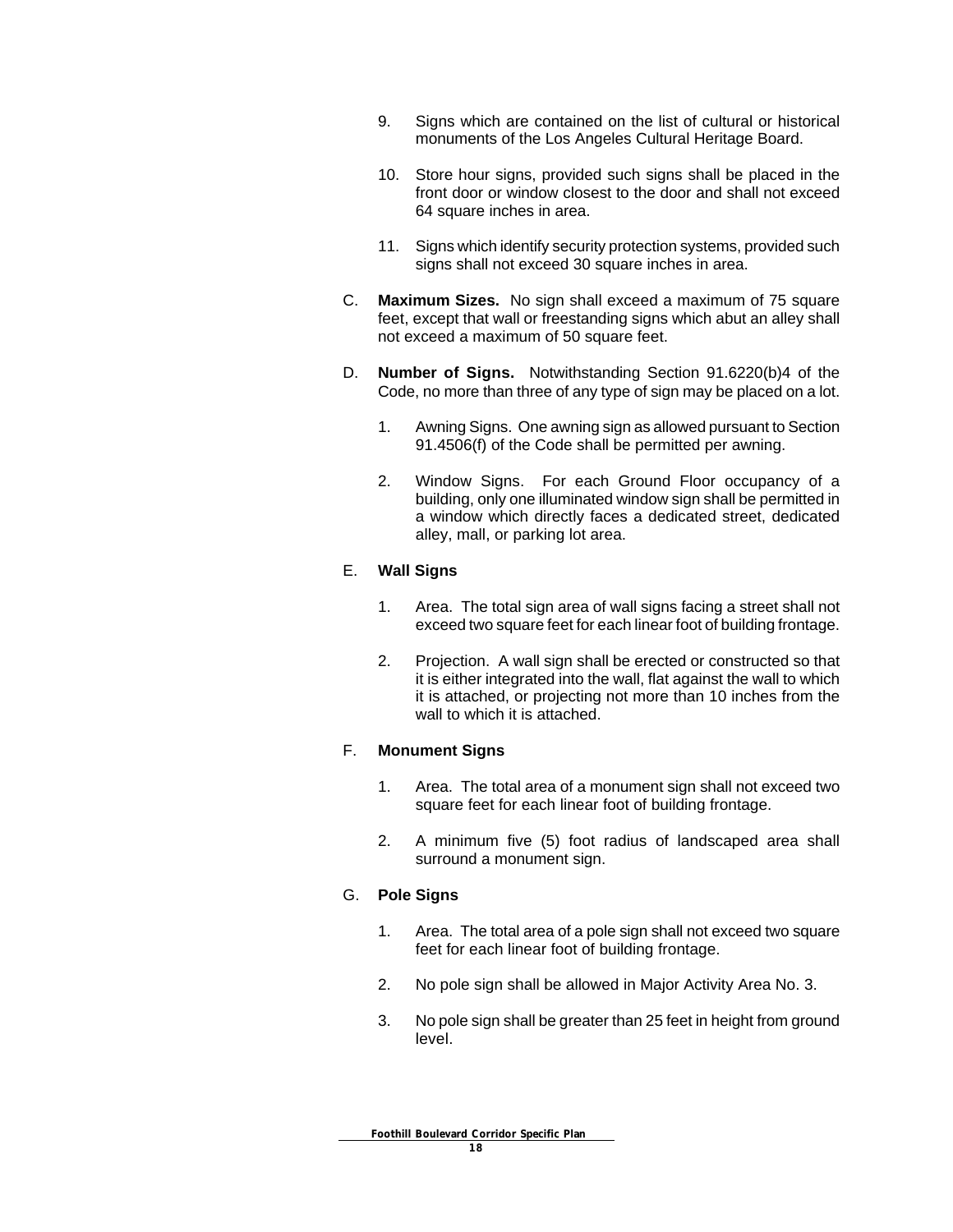9. Signs which are contained on the list of cultural or historical monuments of the Los Angeles Cultural Heritage Board.

10. Store hour signs, provided such signs shall be placed in the front door or window closest to the door and shall not exceed 64 square inches in area.

11. Signs which identify security protection systems, provided such signs shall not exceed 30 square inches in area.

C. **Maximum Sizes.** No sign shall exceed a maximum of 75 square feet, except that wall or freestanding signs which abut an alley shall not exceed a maximum of 50 square feet.

D. **Number of Signs.** Notwithstanding Section 91.6220(b)4 of the Code, no more than three of any type of sign may be placed on a lot.

   1. Awning Signs. One awning sign as allowed pursuant to Section 91.4506(f) of the Code shall be permitted per awning.

   2. Window Signs. For each Ground Floor occupancy of a building, only one illuminated window sign shall be permitted in a window which directly faces a dedicated street, dedicated alley, mall, or parking lot area.

E. **Wall Signs**

   1. Area. The total sign area of wall signs facing a street shall not exceed two square feet for each linear foot of building frontage.

   2. Projection. A wall sign shall be erected or constructed so that it is either integrated into the wall, flat against the wall to which it is attached, or projecting not more than 10 inches from the wall to which it is attached.

F. **Monument Signs**

   1. Area. The total area of a monument sign shall not exceed two square feet for each linear foot of building frontage.

   2. A minimum five (5) foot radius of landscaped area shall surround a monument sign.

G. **Pole Signs**

   1. Area. The total area of a pole sign shall not exceed two square feet for each linear foot of building frontage.

   2. No pole sign shall be allowed in Major Activity Area No. 3.

   3. No pole sign shall be greater than 25 feet in height from ground level.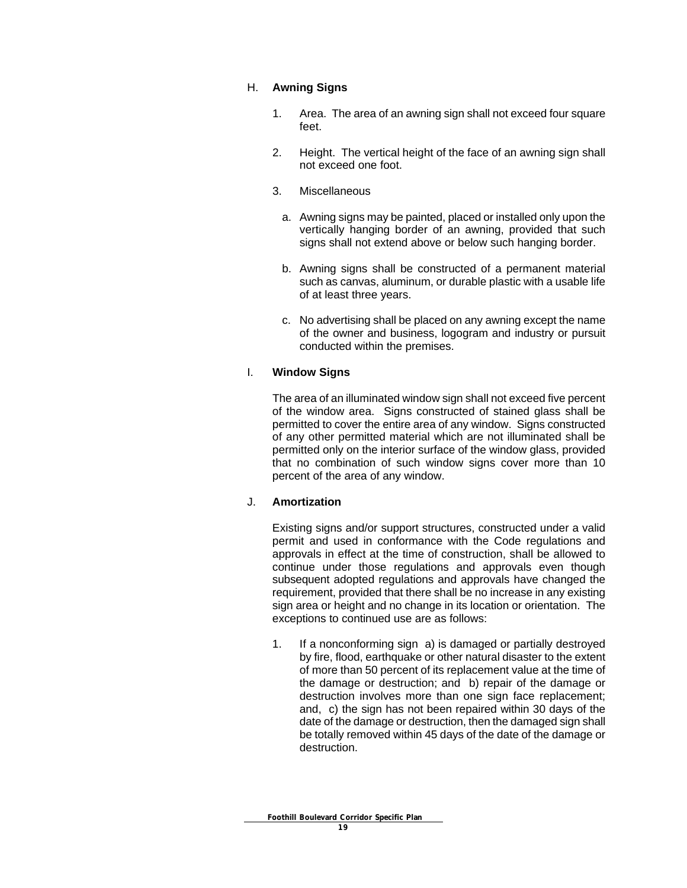H. **Awning Signs**

1. Area. The area of an awning sign shall not exceed four square feet.

2. Height. The vertical height of the face of an awning sign shall not exceed one foot.

3. Miscellaneous

   a. Awning signs may be painted, placed or installed only upon the vertically hanging border of an awning, provided that such signs shall not extend above or below such hanging border.

   b. Awning signs shall be constructed of a permanent material such as canvas, aluminum, or durable plastic with a usable life of at least three years.

   c. No advertising shall be placed on any awning except the name of the owner and business, logogram and industry or pursuit conducted within the premises.

I. **Window Signs**

The area of an illuminated window sign shall not exceed five percent of the window area. Signs constructed of stained glass shall be permitted to cover the entire area of any window. Signs constructed of any other permitted material which are not illuminated shall be permitted only on the interior surface of the window glass, provided that no combination of such window signs cover more than 10 percent of the area of any window.

J. **Amortization**

Existing signs and/or support structures, constructed under a valid permit and used in conformance with the Code regulations and approvals in effect at the time of construction, shall be allowed to continue under those regulations and approvals even though subsequent adopted regulations and approvals have changed the requirement, provided that there shall be no increase in any existing sign area or height and no change in its location or orientation. The exceptions to continued use are as follows:

1. If a nonconforming sign a) is damaged or partially destroyed by fire, flood, earthquake or other natural disaster to the extent of more than 50 percent of its replacement value at the time of the damage or destruction; and b) repair of the damage or destruction involves more than one sign face replacement; and, c) the sign has not been repaired within 30 days of the date of the damage or destruction, then the damaged sign shall be totally removed within 45 days of the date of the damage or destruction.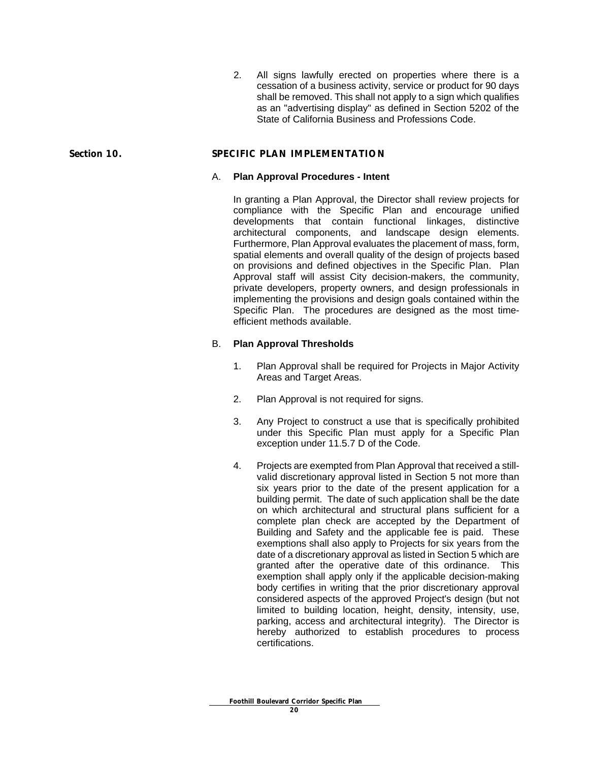2. All signs lawfully erected on properties where there is a cessation of a business activity, service or product for 90 days shall be removed. This shall not apply to a sign which qualifies as an "advertising display" as defined in Section 5202 of the State of California Business and Professions Code.

## Section 10. SPECIFIC PLAN IMPLEMENTATION

### A. Plan Approval Procedures - Intent

In granting a Plan Approval, the Director shall review projects for compliance with the Specific Plan and encourage unified developments that contain functional linkages, distinctive architectural components, and landscape design elements. Furthermore, Plan Approval evaluates the placement of mass, form, spatial elements and overall quality of the design of projects based on provisions and defined objectives in the Specific Plan. Plan Approval staff will assist City decision-makers, the community, private developers, property owners, and design professionals in implementing the provisions and design goals contained within the Specific Plan. The procedures are designed as the most time-efficient methods available.

### B. Plan Approval Thresholds

1. Plan Approval shall be required for Projects in Major Activity Areas and Target Areas.

2. Plan Approval is not required for signs.

3. Any Project to construct a use that is specifically prohibited under this Specific Plan must apply for a Specific Plan exception under 11.5.7 D of the Code.

4. Projects are exempted from Plan Approval that received a still-valid discretionary approval listed in Section 5 not more than six years prior to the date of the present application for a building permit. The date of such application shall be the date on which architectural and structural plans sufficient for a complete plan check are accepted by the Department of Building and Safety and the applicable fee is paid. These exemptions shall also apply to Projects for six years from the date of a discretionary approval as listed in Section 5 which are granted after the operative date of this ordinance. This exemption shall apply only if the applicable decision-making body certifies in writing that the prior discretionary approval considered aspects of the approved Project's design (but not limited to building location, height, density, intensity, use, parking, access and architectural integrity). The Director is hereby authorized to establish procedures to process certifications.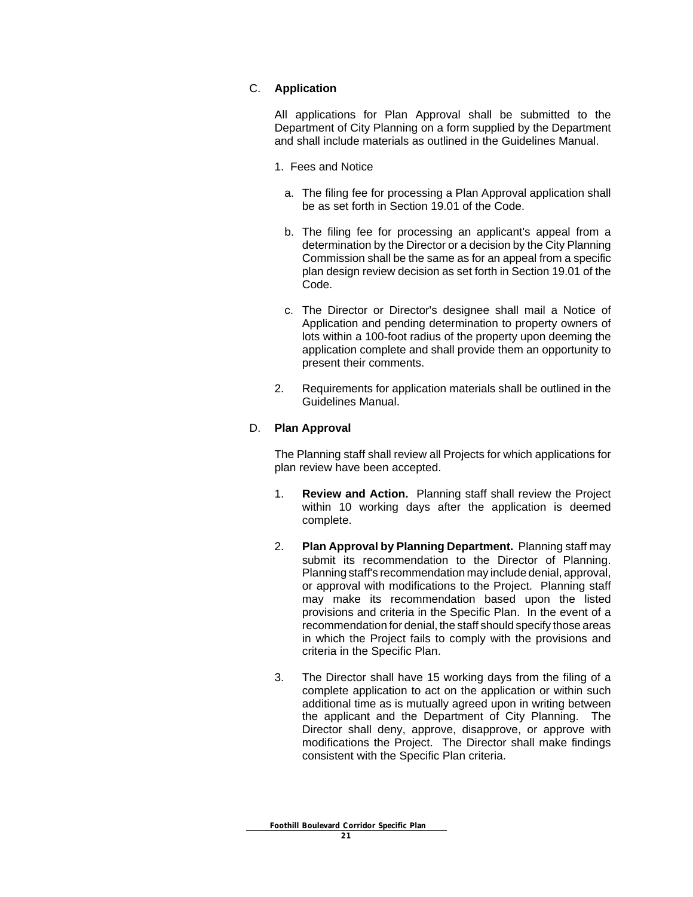C. **Application**

All applications for Plan Approval shall be submitted to the Department of City Planning on a form supplied by the Department and shall include materials as outlined in the Guidelines Manual.

1. Fees and Notice

   a. The filing fee for processing a Plan Approval application shall be as set forth in Section 19.01 of the Code.

   b. The filing fee for processing an applicant's appeal from a determination by the Director or a decision by the City Planning Commission shall be the same as for an appeal from a specific plan design review decision as set forth in Section 19.01 of the Code.

   c. The Director or Director's designee shall mail a Notice of Application and pending determination to property owners of lots within a 100-foot radius of the property upon deeming the application complete and shall provide them an opportunity to present their comments.

2. Requirements for application materials shall be outlined in the Guidelines Manual.

D. **Plan Approval**

The Planning staff shall review all Projects for which applications for plan review have been accepted.

1. **Review and Action.** Planning staff shall review the Project within 10 working days after the application is deemed complete.

2. **Plan Approval by Planning Department.** Planning staff may submit its recommendation to the Director of Planning. Planning staff's recommendation may include denial, approval, or approval with modifications to the Project. Planning staff may make its recommendation based upon the listed provisions and criteria in the Specific Plan. In the event of a recommendation for denial, the staff should specify those areas in which the Project fails to comply with the provisions and criteria in the Specific Plan.

3. The Director shall have 15 working days from the filing of a complete application to act on the application or within such additional time as is mutually agreed upon in writing between the applicant and the Department of City Planning. The Director shall deny, approve, disapprove, or approve with modifications the Project. The Director shall make findings consistent with the Specific Plan criteria.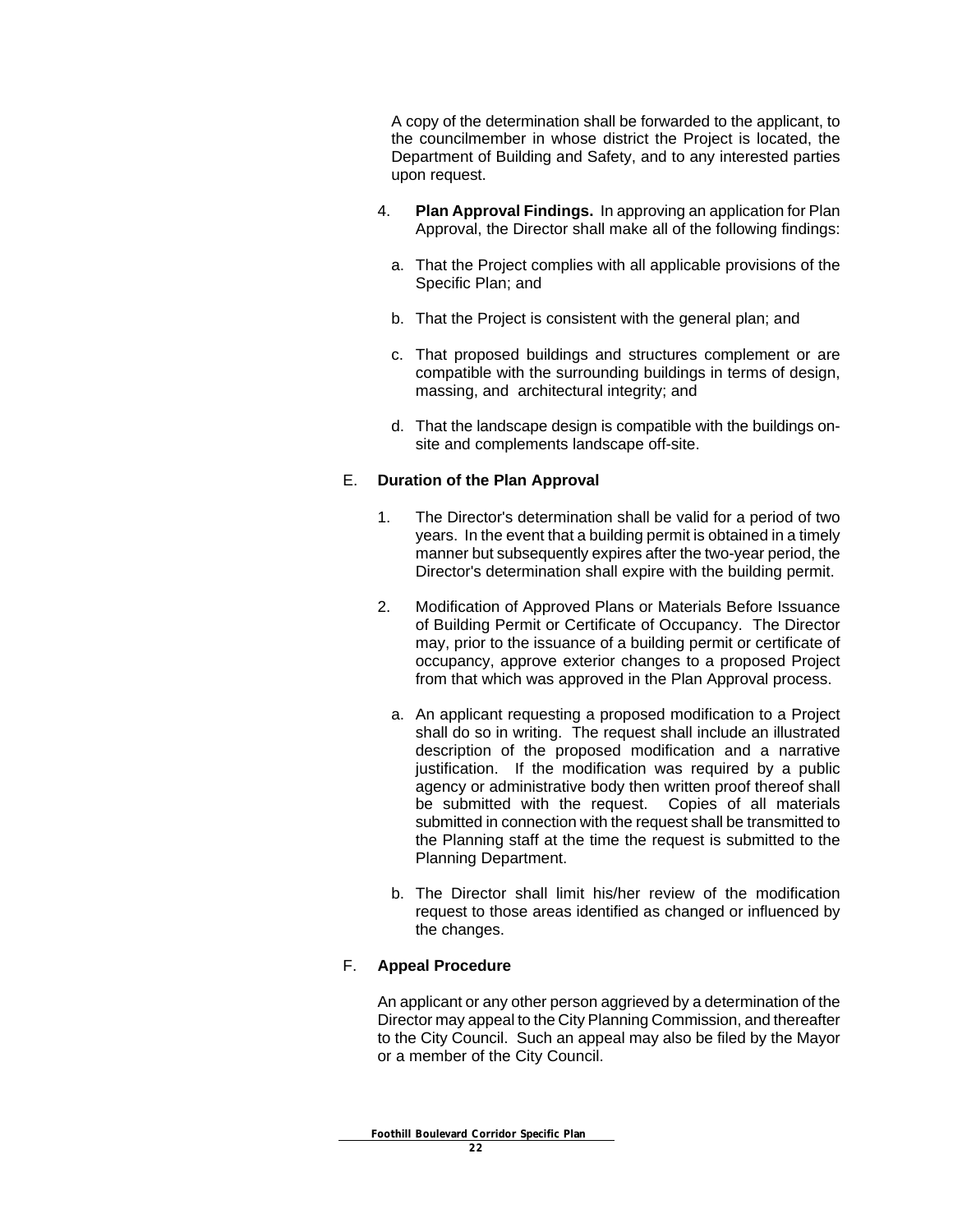A copy of the determination shall be forwarded to the applicant, to the councilmember in whose district the Project is located, the Department of Building and Safety, and to any interested parties upon request.

4. **Plan Approval Findings.** In approving an application for Plan Approval, the Director shall make all of the following findings:

   a. That the Project complies with all applicable provisions of the Specific Plan; and

   b. That the Project is consistent with the general plan; and

   c. That proposed buildings and structures complement or are compatible with the surrounding buildings in terms of design, massing, and architectural integrity; and

   d. That the landscape design is compatible with the buildings on-site and complements landscape off-site.

E. **Duration of the Plan Approval**

1. The Director's determination shall be valid for a period of two years. In the event that a building permit is obtained in a timely manner but subsequently expires after the two-year period, the Director's determination shall expire with the building permit.

2. Modification of Approved Plans or Materials Before Issuance of Building Permit or Certificate of Occupancy. The Director may, prior to the issuance of a building permit or certificate of occupancy, approve exterior changes to a proposed Project from that which was approved in the Plan Approval process.

   a. An applicant requesting a proposed modification to a Project shall do so in writing. The request shall include an illustrated description of the proposed modification and a narrative justification. If the modification was required by a public agency or administrative body then written proof thereof shall be submitted with the request. Copies of all materials submitted in connection with the request shall be transmitted to the Planning staff at the time the request is submitted to the Planning Department.

   b. The Director shall limit his/her review of the modification request to those areas identified as changed or influenced by the changes.

F. **Appeal Procedure**

An applicant or any other person aggrieved by a determination of the Director may appeal to the City Planning Commission, and thereafter to the City Council. Such an appeal may also be filed by the Mayor or a member of the City Council.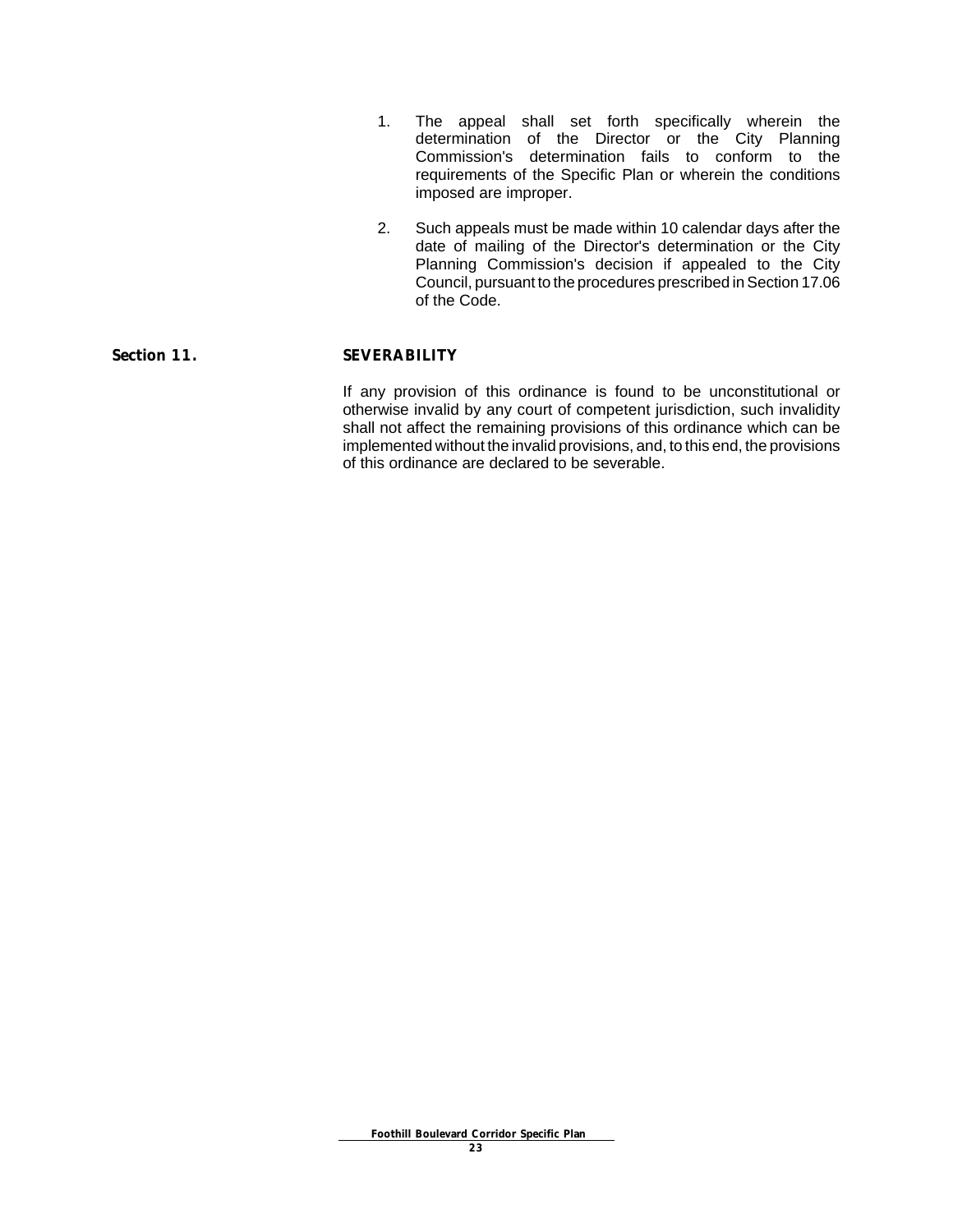1. The appeal shall set forth specifically wherein the determination of the Director or the City Planning Commission's determination fails to conform to the requirements of the Specific Plan or wherein the conditions imposed are improper.

2. Such appeals must be made within 10 calendar days after the date of mailing of the Director's determination or the City Planning Commission's decision if appealed to the City Council, pursuant to the procedures prescribed in Section 17.06 of the Code.

## Section 11. SEVERABILITY

If any provision of this ordinance is found to be unconstitutional or otherwise invalid by any court of competent jurisdiction, such invalidity shall not affect the remaining provisions of this ordinance which can be implemented without the invalid provisions, and, to this end, the provisions of this ordinance are declared to be severable.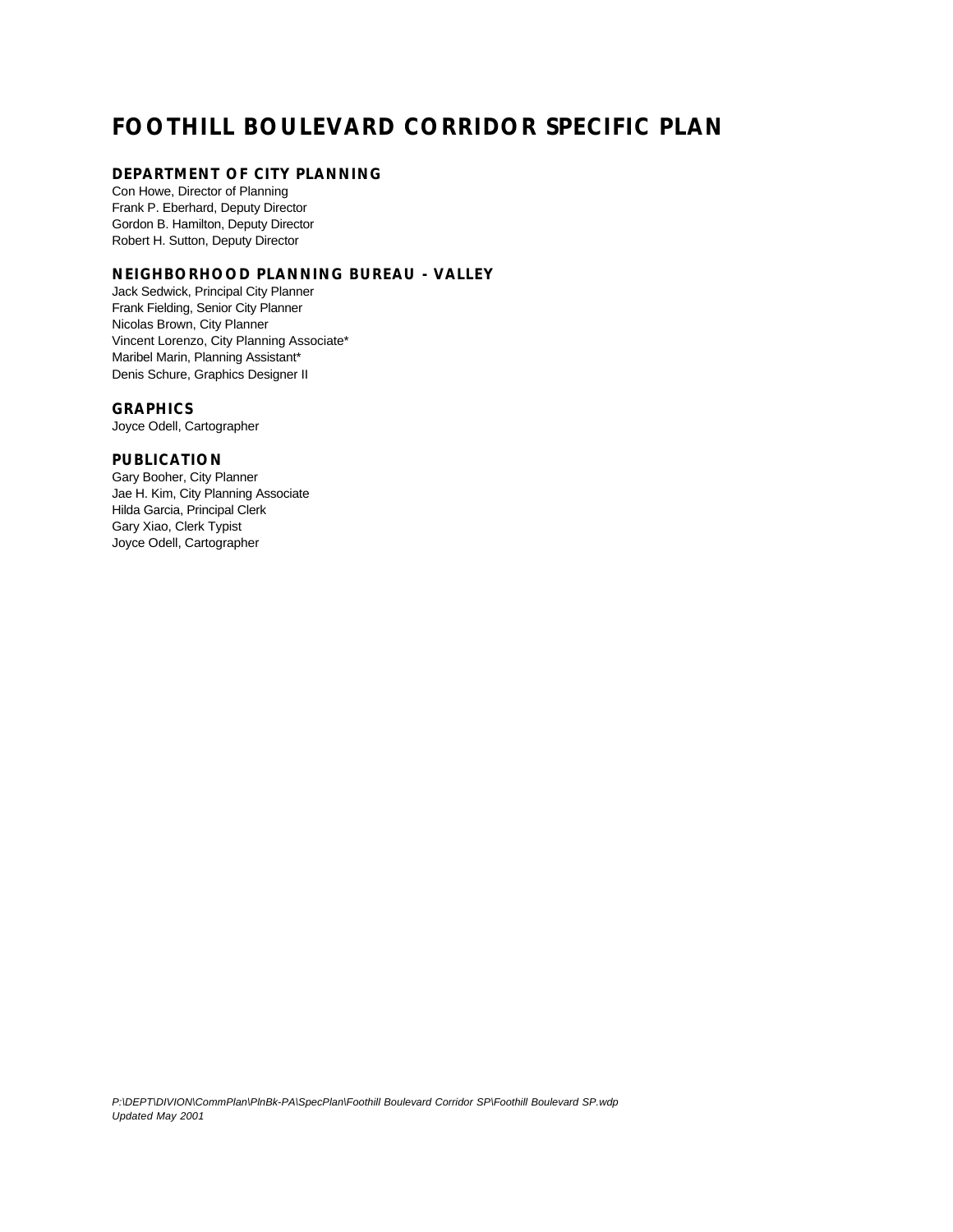# FOOTHILL BOULEVARD CORRIDOR SPECIFIC PLAN

### DEPARTMENT OF CITY PLANNING

Con Howe, Director of Planning
Frank P. Eberhard, Deputy Director
Gordon B. Hamilton, Deputy Director
Robert H. Sutton, Deputy Director

### NEIGHBORHOOD PLANNING BUREAU - VALLEY

Jack Sedwick, Principal City Planner
Frank Fielding, Senior City Planner
Nicolas Brown, City Planner
Vincent Lorenzo, City Planning Associate*
Maribel Marin, Planning Assistant*
Denis Schure, Graphics Designer II

### GRAPHICS

Joyce Odell, Cartographer

### PUBLICATION

Gary Booher, City Planner
Jae H. Kim, City Planning Associate
Hilda Garcia, Principal Clerk
Gary Xiao, Clerk Typist
Joyce Odell, Cartographer

*P:\DEPT\DIVION\CommPlan\PlnBk-PA\SpecPlan\Foothill Boulevard Corridor SP\Foothill Boulevard SP.wdp*
*Updated May 2001*